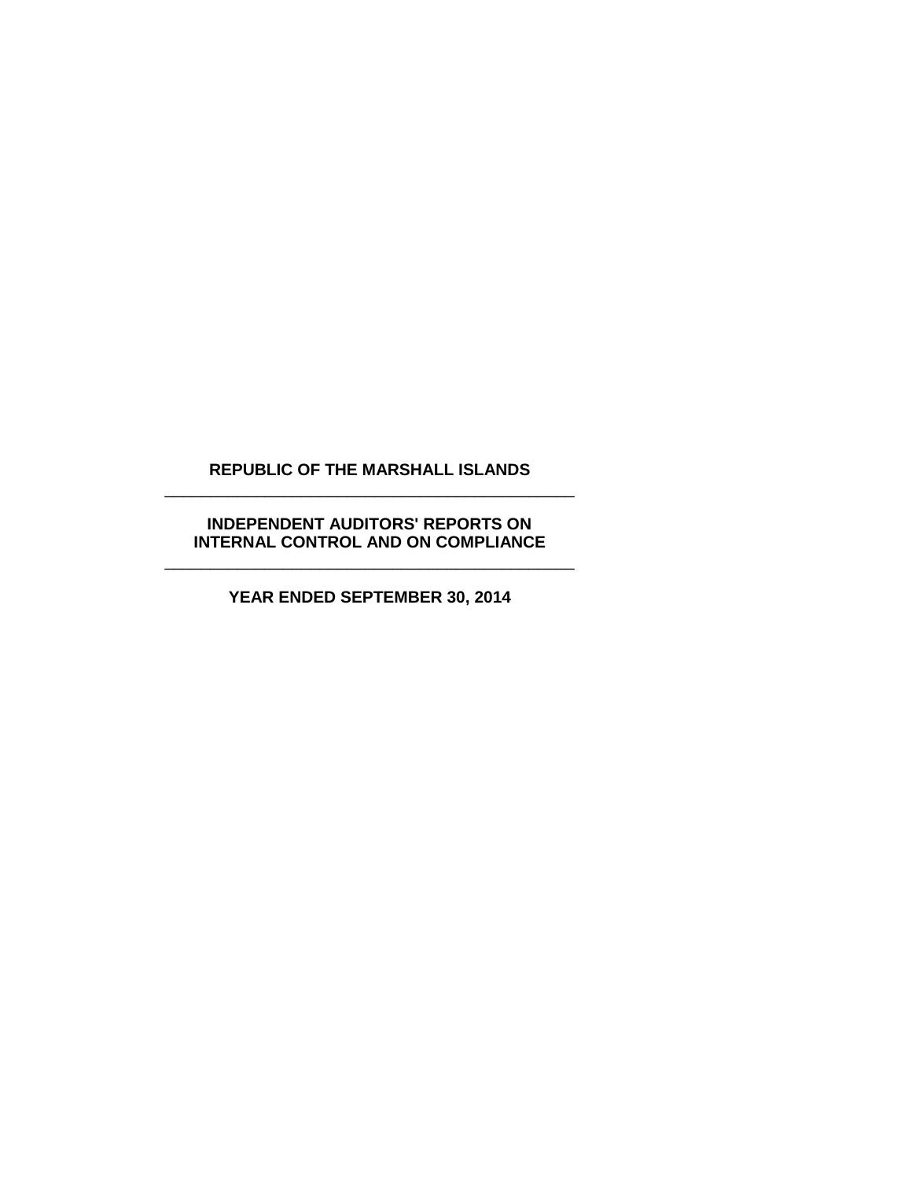# REPUBLIC OF THE MARSHALL ISLANDS

---

## INDEPENDENT AUDITORS' REPORTS ON INTERNAL CONTROL AND ON COMPLIANCE

---

### YEAR ENDED SEPTEMBER 30, 2014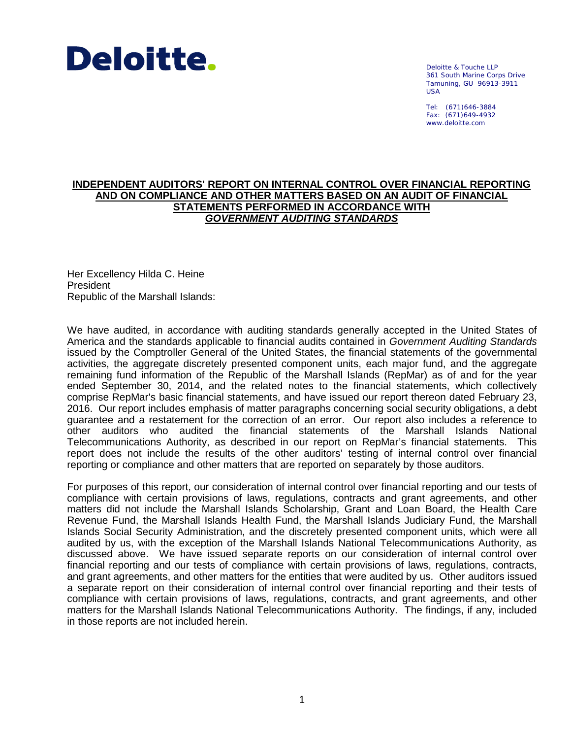Deloitte.

Deloitte & Touche LLP
361 South Marine Corps Drive
Tamuning, GU 96913-3911
USA

Tel: (671)646-3884
Fax: (671)649-4932
www.deloitte.com

## INDEPENDENT AUDITORS' REPORT ON INTERNAL CONTROL OVER FINANCIAL REPORTING AND ON COMPLIANCE AND OTHER MATTERS BASED ON AN AUDIT OF FINANCIAL STATEMENTS PERFORMED IN ACCORDANCE WITH *GOVERNMENT AUDITING STANDARDS*

Her Excellency Hilda C. Heine
President
Republic of the Marshall Islands:

We have audited, in accordance with auditing standards generally accepted in the United States of America and the standards applicable to financial audits contained in *Government Auditing Standards* issued by the Comptroller General of the United States, the financial statements of the governmental activities, the aggregate discretely presented component units, each major fund, and the aggregate remaining fund information of the Republic of the Marshall Islands (RepMar) as of and for the year ended September 30, 2014, and the related notes to the financial statements, which collectively comprise RepMar's basic financial statements, and have issued our report thereon dated February 23, 2016. Our report includes emphasis of matter paragraphs concerning social security obligations, a debt guarantee and a restatement for the correction of an error. Our report also includes a reference to other auditors who audited the financial statements of the Marshall Islands National Telecommunications Authority, as described in our report on RepMar's financial statements. This report does not include the results of the other auditors' testing of internal control over financial reporting or compliance and other matters that are reported on separately by those auditors.

For purposes of this report, our consideration of internal control over financial reporting and our tests of compliance with certain provisions of laws, regulations, contracts and grant agreements, and other matters did not include the Marshall Islands Scholarship, Grant and Loan Board, the Health Care Revenue Fund, the Marshall Islands Health Fund, the Marshall Islands Judiciary Fund, the Marshall Islands Social Security Administration, and the discretely presented component units, which were all audited by us, with the exception of the Marshall Islands National Telecommunications Authority, as discussed above. We have issued separate reports on our consideration of internal control over financial reporting and our tests of compliance with certain provisions of laws, regulations, contracts, and grant agreements, and other matters for the entities that were audited by us. Other auditors issued a separate report on their consideration of internal control over financial reporting and their tests of compliance with certain provisions of laws, regulations, contracts, and grant agreements, and other matters for the Marshall Islands National Telecommunications Authority. The findings, if any, included in those reports are not included herein.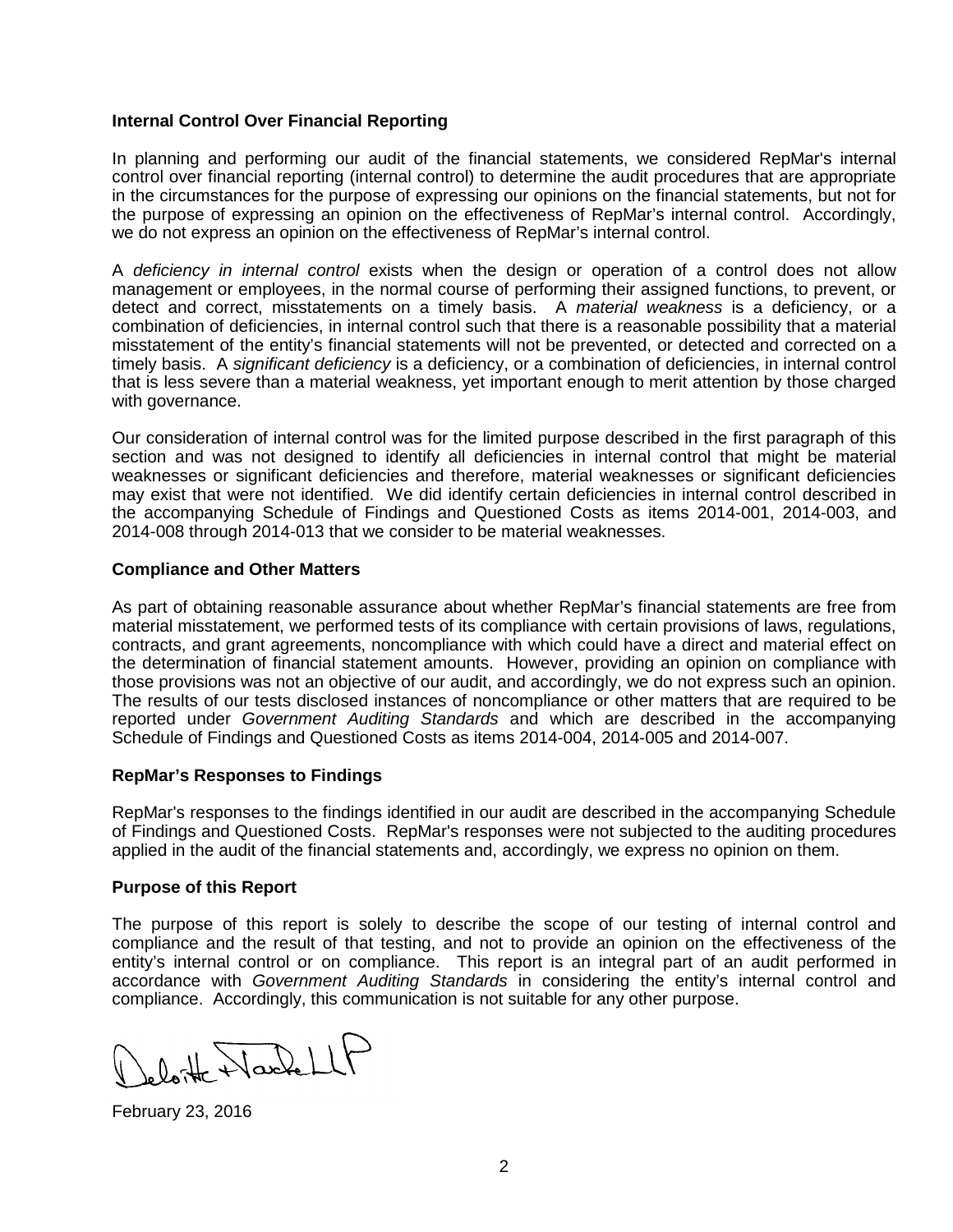**Internal Control Over Financial Reporting**

In planning and performing our audit of the financial statements, we considered RepMar's internal control over financial reporting (internal control) to determine the audit procedures that are appropriate in the circumstances for the purpose of expressing our opinions on the financial statements, but not for the purpose of expressing an opinion on the effectiveness of RepMar's internal control. Accordingly, we do not express an opinion on the effectiveness of RepMar's internal control.

A *deficiency in internal control* exists when the design or operation of a control does not allow management or employees, in the normal course of performing their assigned functions, to prevent, or detect and correct, misstatements on a timely basis. A *material weakness* is a deficiency, or a combination of deficiencies, in internal control such that there is a reasonable possibility that a material misstatement of the entity's financial statements will not be prevented, or detected and corrected on a timely basis. A *significant deficiency* is a deficiency, or a combination of deficiencies, in internal control that is less severe than a material weakness, yet important enough to merit attention by those charged with governance.

Our consideration of internal control was for the limited purpose described in the first paragraph of this section and was not designed to identify all deficiencies in internal control that might be material weaknesses or significant deficiencies and therefore, material weaknesses or significant deficiencies may exist that were not identified. We did identify certain deficiencies in internal control described in the accompanying Schedule of Findings and Questioned Costs as items 2014-001, 2014-003, and 2014-008 through 2014-013 that we consider to be material weaknesses.

**Compliance and Other Matters**

As part of obtaining reasonable assurance about whether RepMar's financial statements are free from material misstatement, we performed tests of its compliance with certain provisions of laws, regulations, contracts, and grant agreements, noncompliance with which could have a direct and material effect on the determination of financial statement amounts. However, providing an opinion on compliance with those provisions was not an objective of our audit, and accordingly, we do not express such an opinion. The results of our tests disclosed instances of noncompliance or other matters that are required to be reported under *Government Auditing Standards* and which are described in the accompanying Schedule of Findings and Questioned Costs as items 2014-004, 2014-005 and 2014-007.

**RepMar's Responses to Findings**

RepMar's responses to the findings identified in our audit are described in the accompanying Schedule of Findings and Questioned Costs. RepMar's responses were not subjected to the auditing procedures applied in the audit of the financial statements and, accordingly, we express no opinion on them.

**Purpose of this Report**

The purpose of this report is solely to describe the scope of our testing of internal control and compliance and the result of that testing, and not to provide an opinion on the effectiveness of the entity's internal control or on compliance. This report is an integral part of an audit performed in accordance with *Government Auditing Standards* in considering the entity's internal control and compliance. Accordingly, this communication is not suitable for any other purpose.

Deloitte & Touche LLP

February 23, 2016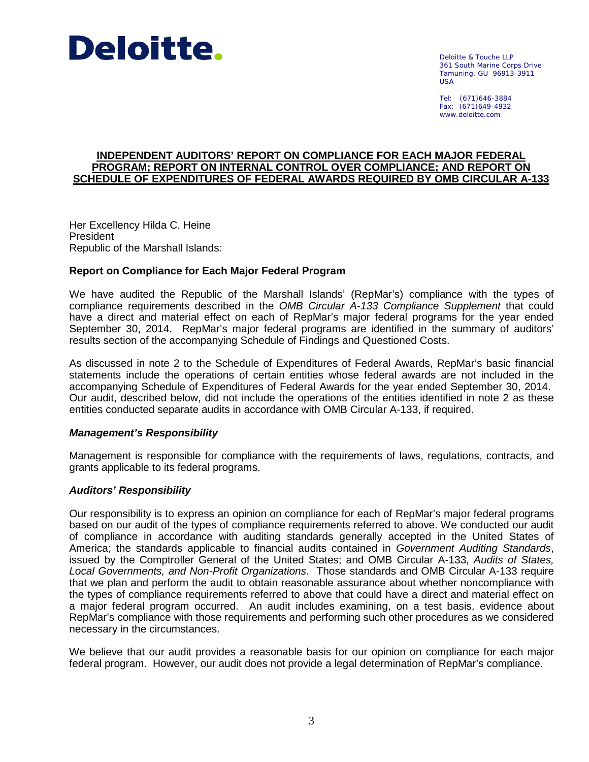**Deloitte.**

Deloitte & Touche LLP
361 South Marine Corps Drive
Tamuning, GU 96913-3911
USA

Tel: (671)646-3884
Fax: (671)649-4932
www.deloitte.com

## INDEPENDENT AUDITORS' REPORT ON COMPLIANCE FOR EACH MAJOR FEDERAL PROGRAM; REPORT ON INTERNAL CONTROL OVER COMPLIANCE; AND REPORT ON SCHEDULE OF EXPENDITURES OF FEDERAL AWARDS REQUIRED BY OMB CIRCULAR A-133

Her Excellency Hilda C. Heine
President
Republic of the Marshall Islands:

### Report on Compliance for Each Major Federal Program

We have audited the Republic of the Marshall Islands' (RepMar's) compliance with the types of compliance requirements described in the *OMB Circular A-133 Compliance Supplement* that could have a direct and material effect on each of RepMar's major federal programs for the year ended September 30, 2014. RepMar's major federal programs are identified in the summary of auditors' results section of the accompanying Schedule of Findings and Questioned Costs.

As discussed in note 2 to the Schedule of Expenditures of Federal Awards, RepMar's basic financial statements include the operations of certain entities whose federal awards are not included in the accompanying Schedule of Expenditures of Federal Awards for the year ended September 30, 2014. Our audit, described below, did not include the operations of the entities identified in note 2 as these entities conducted separate audits in accordance with OMB Circular A-133, if required.

#### *Management's Responsibility*

Management is responsible for compliance with the requirements of laws, regulations, contracts, and grants applicable to its federal programs.

#### *Auditors' Responsibility*

Our responsibility is to express an opinion on compliance for each of RepMar's major federal programs based on our audit of the types of compliance requirements referred to above. We conducted our audit of compliance in accordance with auditing standards generally accepted in the United States of America; the standards applicable to financial audits contained in *Government Auditing Standards*, issued by the Comptroller General of the United States; and OMB Circular A-133, *Audits of States, Local Governments, and Non-Profit Organizations*. Those standards and OMB Circular A-133 require that we plan and perform the audit to obtain reasonable assurance about whether noncompliance with the types of compliance requirements referred to above that could have a direct and material effect on a major federal program occurred. An audit includes examining, on a test basis, evidence about RepMar's compliance with those requirements and performing such other procedures as we considered necessary in the circumstances.

We believe that our audit provides a reasonable basis for our opinion on compliance for each major federal program. However, our audit does not provide a legal determination of RepMar's compliance.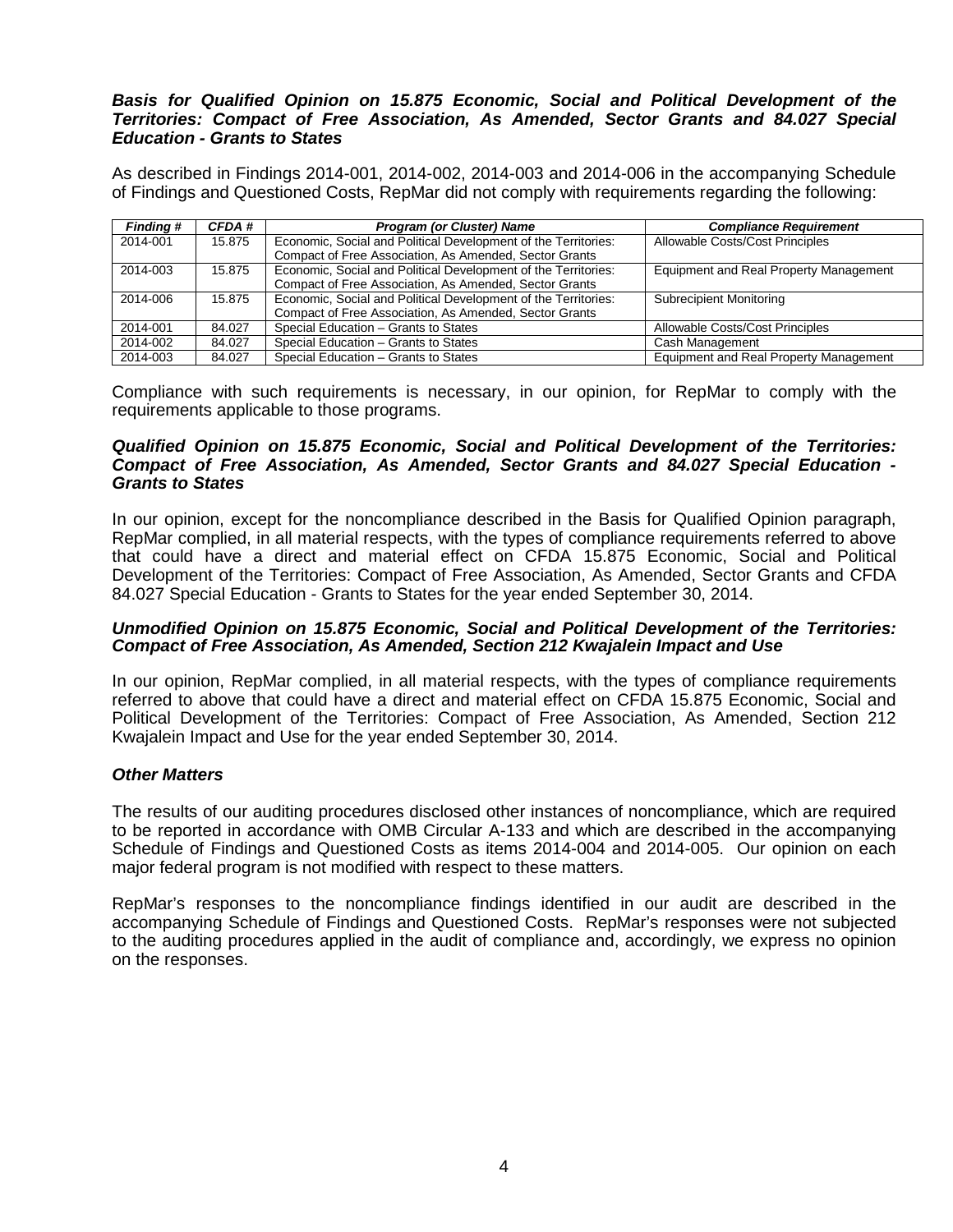***Basis for Qualified Opinion on 15.875 Economic, Social and Political Development of the Territories: Compact of Free Association, As Amended, Sector Grants and 84.027 Special Education - Grants to States***

As described in Findings 2014-001, 2014-002, 2014-003 and 2014-006 in the accompanying Schedule of Findings and Questioned Costs, RepMar did not comply with requirements regarding the following:

| *Finding #* | *CFDA #* | *Program (or Cluster) Name* | *Compliance Requirement* |
|---|---|---|---|
| 2014-001 | 15.875 | Economic, Social and Political Development of the Territories: Compact of Free Association, As Amended, Sector Grants | Allowable Costs/Cost Principles |
| 2014-003 | 15.875 | Economic, Social and Political Development of the Territories: Compact of Free Association, As Amended, Sector Grants | Equipment and Real Property Management |
| 2014-006 | 15.875 | Economic, Social and Political Development of the Territories: Compact of Free Association, As Amended, Sector Grants | Subrecipient Monitoring |
| 2014-001 | 84.027 | Special Education – Grants to States | Allowable Costs/Cost Principles |
| 2014-002 | 84.027 | Special Education – Grants to States | Cash Management |
| 2014-003 | 84.027 | Special Education – Grants to States | Equipment and Real Property Management |

Compliance with such requirements is necessary, in our opinion, for RepMar to comply with the requirements applicable to those programs.

***Qualified Opinion on 15.875 Economic, Social and Political Development of the Territories: Compact of Free Association, As Amended, Sector Grants and 84.027 Special Education - Grants to States***

In our opinion, except for the noncompliance described in the Basis for Qualified Opinion paragraph, RepMar complied, in all material respects, with the types of compliance requirements referred to above that could have a direct and material effect on CFDA 15.875 Economic, Social and Political Development of the Territories: Compact of Free Association, As Amended, Sector Grants and CFDA 84.027 Special Education - Grants to States for the year ended September 30, 2014.

***Unmodified Opinion on 15.875 Economic, Social and Political Development of the Territories: Compact of Free Association, As Amended, Section 212 Kwajalein Impact and Use***

In our opinion, RepMar complied, in all material respects, with the types of compliance requirements referred to above that could have a direct and material effect on CFDA 15.875 Economic, Social and Political Development of the Territories: Compact of Free Association, As Amended, Section 212 Kwajalein Impact and Use for the year ended September 30, 2014.

***Other Matters***

The results of our auditing procedures disclosed other instances of noncompliance, which are required to be reported in accordance with OMB Circular A-133 and which are described in the accompanying Schedule of Findings and Questioned Costs as items 2014-004 and 2014-005. Our opinion on each major federal program is not modified with respect to these matters.

RepMar's responses to the noncompliance findings identified in our audit are described in the accompanying Schedule of Findings and Questioned Costs. RepMar's responses were not subjected to the auditing procedures applied in the audit of compliance and, accordingly, we express no opinion on the responses.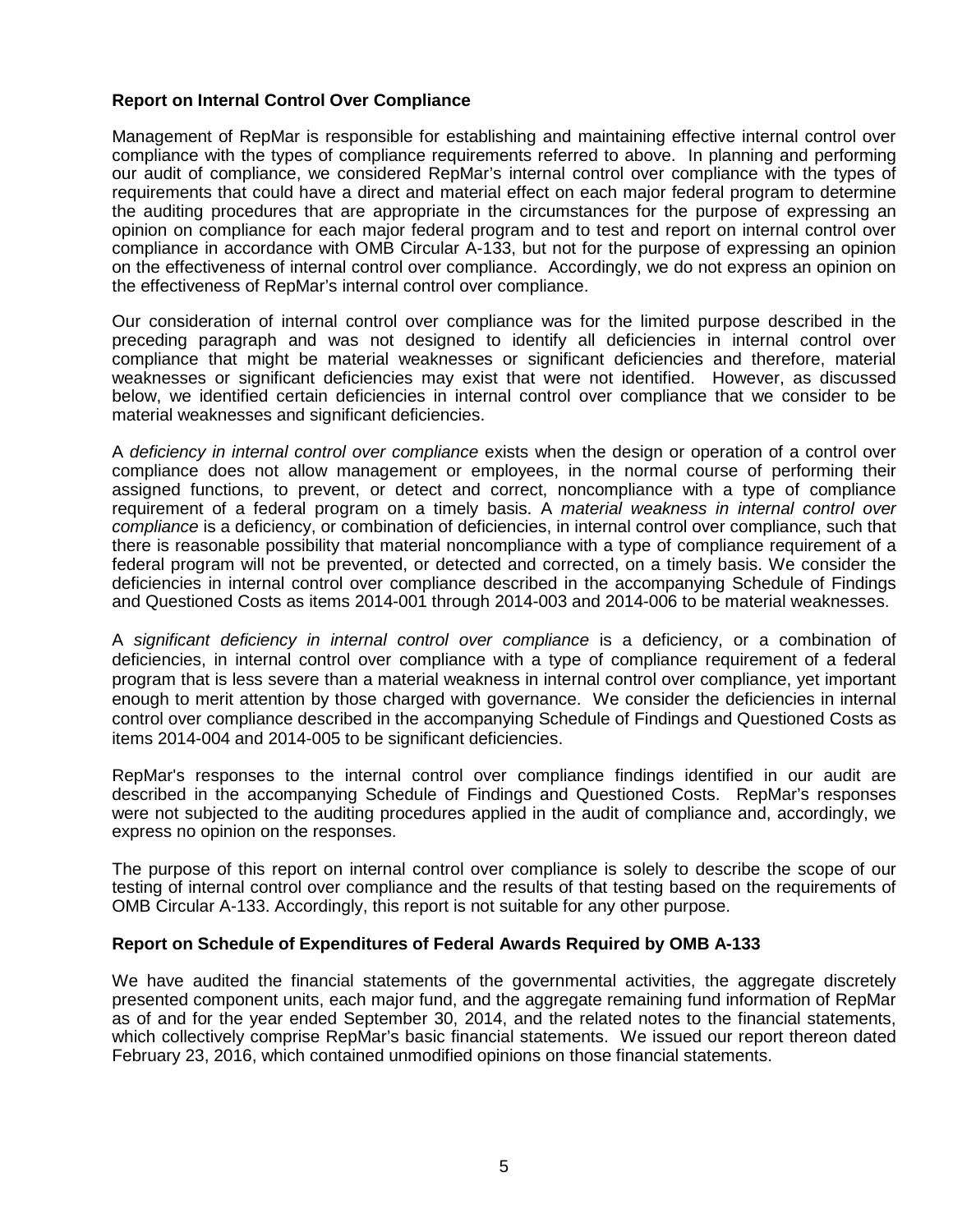**Report on Internal Control Over Compliance**

Management of RepMar is responsible for establishing and maintaining effective internal control over compliance with the types of compliance requirements referred to above. In planning and performing our audit of compliance, we considered RepMar's internal control over compliance with the types of requirements that could have a direct and material effect on each major federal program to determine the auditing procedures that are appropriate in the circumstances for the purpose of expressing an opinion on compliance for each major federal program and to test and report on internal control over compliance in accordance with OMB Circular A-133, but not for the purpose of expressing an opinion on the effectiveness of internal control over compliance. Accordingly, we do not express an opinion on the effectiveness of RepMar's internal control over compliance.

Our consideration of internal control over compliance was for the limited purpose described in the preceding paragraph and was not designed to identify all deficiencies in internal control over compliance that might be material weaknesses or significant deficiencies and therefore, material weaknesses or significant deficiencies may exist that were not identified. However, as discussed below, we identified certain deficiencies in internal control over compliance that we consider to be material weaknesses and significant deficiencies.

A *deficiency in internal control over compliance* exists when the design or operation of a control over compliance does not allow management or employees, in the normal course of performing their assigned functions, to prevent, or detect and correct, noncompliance with a type of compliance requirement of a federal program on a timely basis. A *material weakness in internal control over compliance* is a deficiency, or combination of deficiencies, in internal control over compliance, such that there is reasonable possibility that material noncompliance with a type of compliance requirement of a federal program will not be prevented, or detected and corrected, on a timely basis. We consider the deficiencies in internal control over compliance described in the accompanying Schedule of Findings and Questioned Costs as items 2014-001 through 2014-003 and 2014-006 to be material weaknesses.

A *significant deficiency in internal control over compliance* is a deficiency, or a combination of deficiencies, in internal control over compliance with a type of compliance requirement of a federal program that is less severe than a material weakness in internal control over compliance, yet important enough to merit attention by those charged with governance. We consider the deficiencies in internal control over compliance described in the accompanying Schedule of Findings and Questioned Costs as items 2014-004 and 2014-005 to be significant deficiencies.

RepMar's responses to the internal control over compliance findings identified in our audit are described in the accompanying Schedule of Findings and Questioned Costs. RepMar's responses were not subjected to the auditing procedures applied in the audit of compliance and, accordingly, we express no opinion on the responses.

The purpose of this report on internal control over compliance is solely to describe the scope of our testing of internal control over compliance and the results of that testing based on the requirements of OMB Circular A-133. Accordingly, this report is not suitable for any other purpose.

**Report on Schedule of Expenditures of Federal Awards Required by OMB A-133**

We have audited the financial statements of the governmental activities, the aggregate discretely presented component units, each major fund, and the aggregate remaining fund information of RepMar as of and for the year ended September 30, 2014, and the related notes to the financial statements, which collectively comprise RepMar's basic financial statements. We issued our report thereon dated February 23, 2016, which contained unmodified opinions on those financial statements.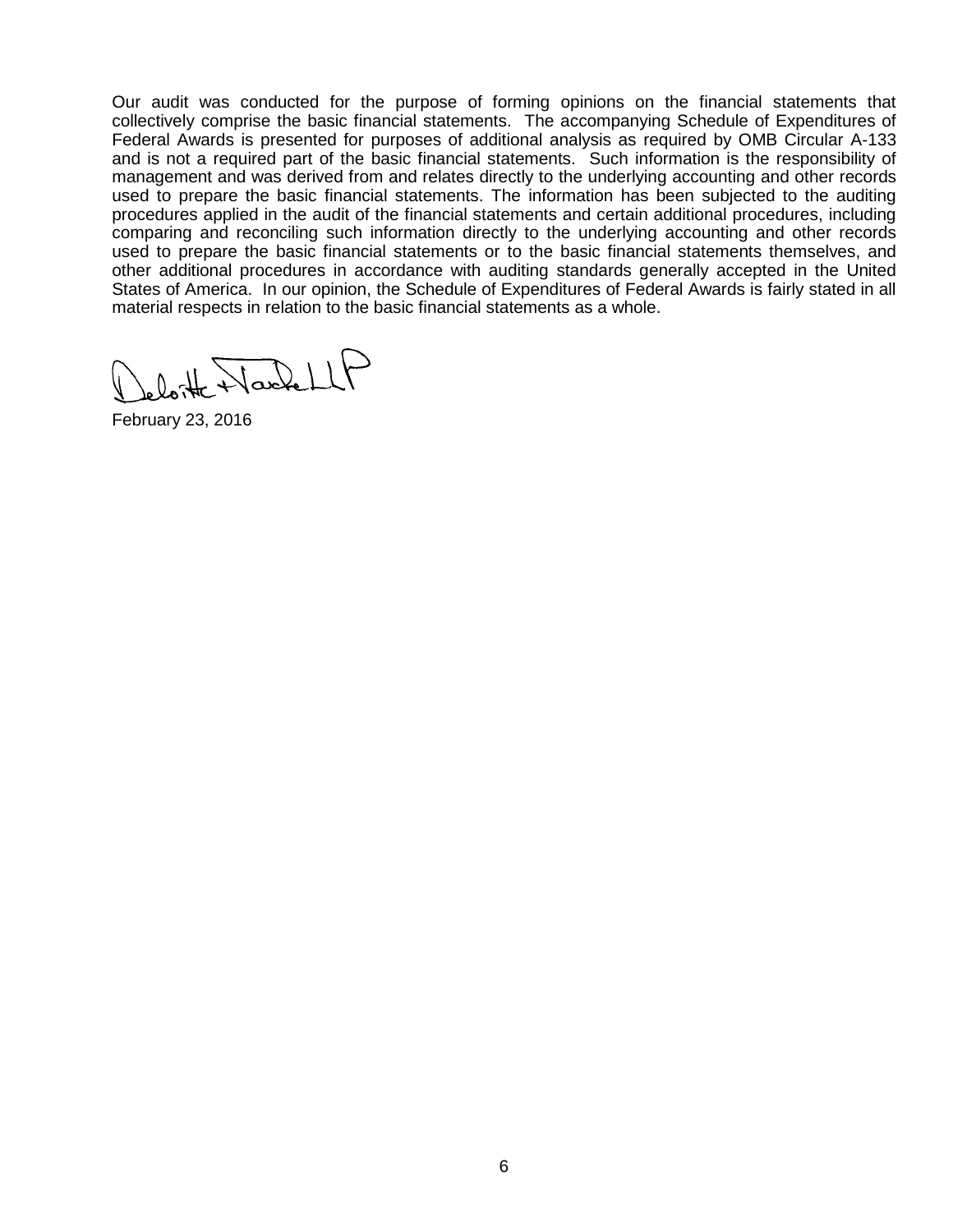Our audit was conducted for the purpose of forming opinions on the financial statements that collectively comprise the basic financial statements. The accompanying Schedule of Expenditures of Federal Awards is presented for purposes of additional analysis as required by OMB Circular A-133 and is not a required part of the basic financial statements. Such information is the responsibility of management and was derived from and relates directly to the underlying accounting and other records used to prepare the basic financial statements. The information has been subjected to the auditing procedures applied in the audit of the financial statements and certain additional procedures, including comparing and reconciling such information directly to the underlying accounting and other records used to prepare the basic financial statements or to the basic financial statements themselves, and other additional procedures in accordance with auditing standards generally accepted in the United States of America. In our opinion, the Schedule of Expenditures of Federal Awards is fairly stated in all material respects in relation to the basic financial statements as a whole.

Deloitte & Touche LLP

February 23, 2016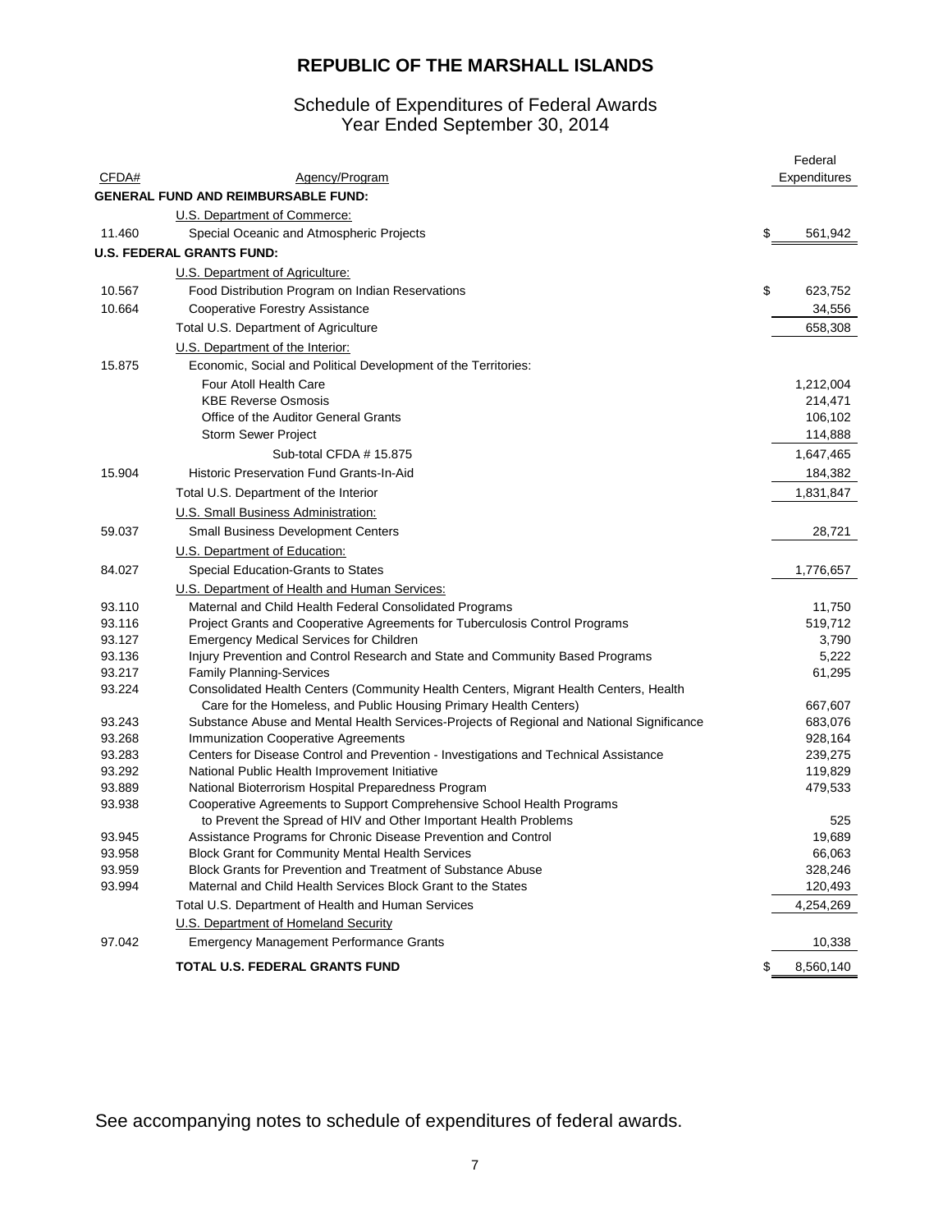# REPUBLIC OF THE MARSHALL ISLANDS

## Schedule of Expenditures of Federal Awards
## Year Ended September 30, 2014

| CFDA# | Agency/Program | Federal Expenditures |
|---|---|---|
| | **GENERAL FUND AND REIMBURSABLE FUND:** | |
| | U.S. Department of Commerce: | |
| 11.460 | Special Oceanic and Atmospheric Projects | $ 561,942 |
| | **U.S. FEDERAL GRANTS FUND:** | |
| | U.S. Department of Agriculture: | |
| 10.567 | Food Distribution Program on Indian Reservations | $ 623,752 |
| 10.664 | Cooperative Forestry Assistance | 34,556 |
| | Total U.S. Department of Agriculture | 658,308 |
| | U.S. Department of the Interior: | |
| 15.875 | Economic, Social and Political Development of the Territories: | |
| | Four Atoll Health Care | 1,212,004 |
| | KBE Reverse Osmosis | 214,471 |
| | Office of the Auditor General Grants | 106,102 |
| | Storm Sewer Project | 114,888 |
| | Sub-total CFDA # 15.875 | 1,647,465 |
| 15.904 | Historic Preservation Fund Grants-In-Aid | 184,382 |
| | Total U.S. Department of the Interior | 1,831,847 |
| | U.S. Small Business Administration: | |
| 59.037 | Small Business Development Centers | 28,721 |
| | U.S. Department of Education: | |
| 84.027 | Special Education-Grants to States | 1,776,657 |
| | U.S. Department of Health and Human Services: | |
| 93.110 | Maternal and Child Health Federal Consolidated Programs | 11,750 |
| 93.116 | Project Grants and Cooperative Agreements for Tuberculosis Control Programs | 519,712 |
| 93.127 | Emergency Medical Services for Children | 3,790 |
| 93.136 | Injury Prevention and Control Research and State and Community Based Programs | 5,222 |
| 93.217 | Family Planning-Services | 61,295 |
| 93.224 | Consolidated Health Centers (Community Health Centers, Migrant Health Centers, Health Care for the Homeless, and Public Housing Primary Health Centers) | 667,607 |
| 93.243 | Substance Abuse and Mental Health Services-Projects of Regional and National Significance | 683,076 |
| 93.268 | Immunization Cooperative Agreements | 928,164 |
| 93.283 | Centers for Disease Control and Prevention - Investigations and Technical Assistance | 239,275 |
| 93.292 | National Public Health Improvement Initiative | 119,829 |
| 93.889 | National Bioterrorism Hospital Preparedness Program | 479,533 |
| 93.938 | Cooperative Agreements to Support Comprehensive School Health Programs to Prevent the Spread of HIV and Other Important Health Problems | 525 |
| 93.945 | Assistance Programs for Chronic Disease Prevention and Control | 19,689 |
| 93.958 | Block Grant for Community Mental Health Services | 66,063 |
| 93.959 | Block Grants for Prevention and Treatment of Substance Abuse | 328,246 |
| 93.994 | Maternal and Child Health Services Block Grant to the States | 120,493 |
| | Total U.S. Department of Health and Human Services | 4,254,269 |
| | U.S. Department of Homeland Security | |
| 97.042 | Emergency Management Performance Grants | 10,338 |
| | **TOTAL U.S. FEDERAL GRANTS FUND** | $ 8,560,140 |

See accompanying notes to schedule of expenditures of federal awards.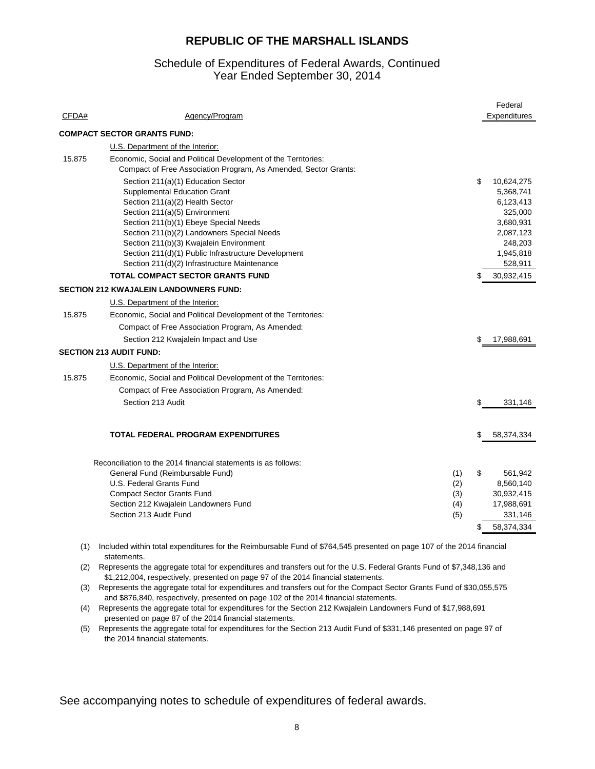# REPUBLIC OF THE MARSHALL ISLANDS

## Schedule of Expenditures of Federal Awards, Continued
## Year Ended September 30, 2014

| CFDA# | Agency/Program | | Federal Expenditures |
|---|---|---|---|
| | **COMPACT SECTOR GRANTS FUND:** | | |
| | U.S. Department of the Interior: | | |
| 15.875 | Economic, Social and Political Development of the Territories: Compact of Free Association Program, As Amended, Sector Grants: | | |
| | Section 211(a)(1) Education Sector | | $ 10,624,275 |
| | Supplemental Education Grant | | 5,368,741 |
| | Section 211(a)(2) Health Sector | | 6,123,413 |
| | Section 211(a)(5) Environment | | 325,000 |
| | Section 211(b)(1) Ebeye Special Needs | | 3,680,931 |
| | Section 211(b)(2) Landowners Special Needs | | 2,087,123 |
| | Section 211(b)(3) Kwajalein Environment | | 248,203 |
| | Section 211(d)(1) Public Infrastructure Development | | 1,945,818 |
| | Section 211(d)(2) Infrastructure Maintenance | | 528,911 |
| | **TOTAL COMPACT SECTOR GRANTS FUND** | | $ 30,932,415 |
| | **SECTION 212 KWAJALEIN LANDOWNERS FUND:** | | |
| | U.S. Department of the Interior: | | |
| 15.875 | Economic, Social and Political Development of the Territories: | | |
| | Compact of Free Association Program, As Amended: | | |
| | Section 212 Kwajalein Impact and Use | | $ 17,988,691 |
| | **SECTION 213 AUDIT FUND:** | | |
| | U.S. Department of the Interior: | | |
| 15.875 | Economic, Social and Political Development of the Territories: | | |
| | Compact of Free Association Program, As Amended: | | |
| | Section 213 Audit | | $ 331,146 |
| | **TOTAL FEDERAL PROGRAM EXPENDITURES** | | $ 58,374,334 |
| | Reconciliation to the 2014 financial statements is as follows: | | |
| | General Fund (Reimbursable Fund) | (1) | $ 561,942 |
| | U.S. Federal Grants Fund | (2) | 8,560,140 |
| | Compact Sector Grants Fund | (3) | 30,932,415 |
| | Section 212 Kwajalein Landowners Fund | (4) | 17,988,691 |
| | Section 213 Audit Fund | (5) | 331,146 |
| | | | $ 58,374,334 |

(1) Included within total expenditures for the Reimbursable Fund of $764,545 presented on page 107 of the 2014 financial statements.

(2) Represents the aggregate total for expenditures and transfers out for the U.S. Federal Grants Fund of $7,348,136 and $1,212,004, respectively, presented on page 97 of the 2014 financial statements.

(3) Represents the aggregate total for expenditures and transfers out for the Compact Sector Grants Fund of $30,055,575 and $876,840, respectively, presented on page 102 of the 2014 financial statements.

(4) Represents the aggregate total for expenditures for the Section 212 Kwajalein Landowners Fund of $17,988,691 presented on page 87 of the 2014 financial statements.

(5) Represents the aggregate total for expenditures for the Section 213 Audit Fund of $331,146 presented on page 97 of the 2014 financial statements.

See accompanying notes to schedule of expenditures of federal awards.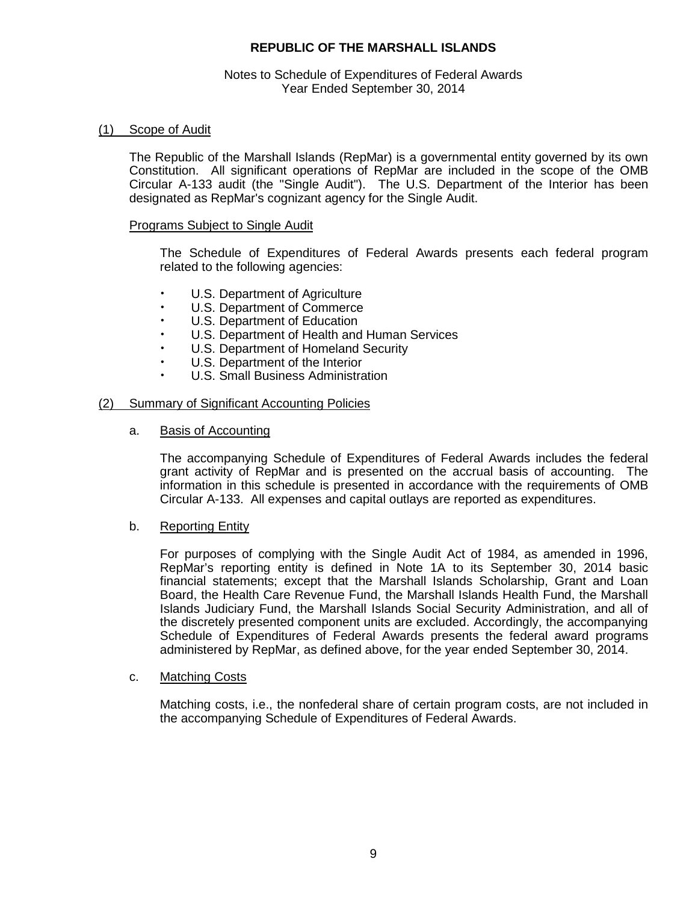# REPUBLIC OF THE MARSHALL ISLANDS

Notes to Schedule of Expenditures of Federal Awards
Year Ended September 30, 2014

## (1) Scope of Audit

The Republic of the Marshall Islands (RepMar) is a governmental entity governed by its own Constitution. All significant operations of RepMar are included in the scope of the OMB Circular A-133 audit (the "Single Audit"). The U.S. Department of the Interior has been designated as RepMar's cognizant agency for the Single Audit.

### Programs Subject to Single Audit

The Schedule of Expenditures of Federal Awards presents each federal program related to the following agencies:

- U.S. Department of Agriculture
- U.S. Department of Commerce
- U.S. Department of Education
- U.S. Department of Health and Human Services
- U.S. Department of Homeland Security
- U.S. Department of the Interior
- U.S. Small Business Administration

## (2) Summary of Significant Accounting Policies

### a. Basis of Accounting

The accompanying Schedule of Expenditures of Federal Awards includes the federal grant activity of RepMar and is presented on the accrual basis of accounting. The information in this schedule is presented in accordance with the requirements of OMB Circular A-133. All expenses and capital outlays are reported as expenditures.

### b. Reporting Entity

For purposes of complying with the Single Audit Act of 1984, as amended in 1996, RepMar's reporting entity is defined in Note 1A to its September 30, 2014 basic financial statements; except that the Marshall Islands Scholarship, Grant and Loan Board, the Health Care Revenue Fund, the Marshall Islands Health Fund, the Marshall Islands Judiciary Fund, the Marshall Islands Social Security Administration, and all of the discretely presented component units are excluded. Accordingly, the accompanying Schedule of Expenditures of Federal Awards presents the federal award programs administered by RepMar, as defined above, for the year ended September 30, 2014.

### c. Matching Costs

Matching costs, i.e., the nonfederal share of certain program costs, are not included in the accompanying Schedule of Expenditures of Federal Awards.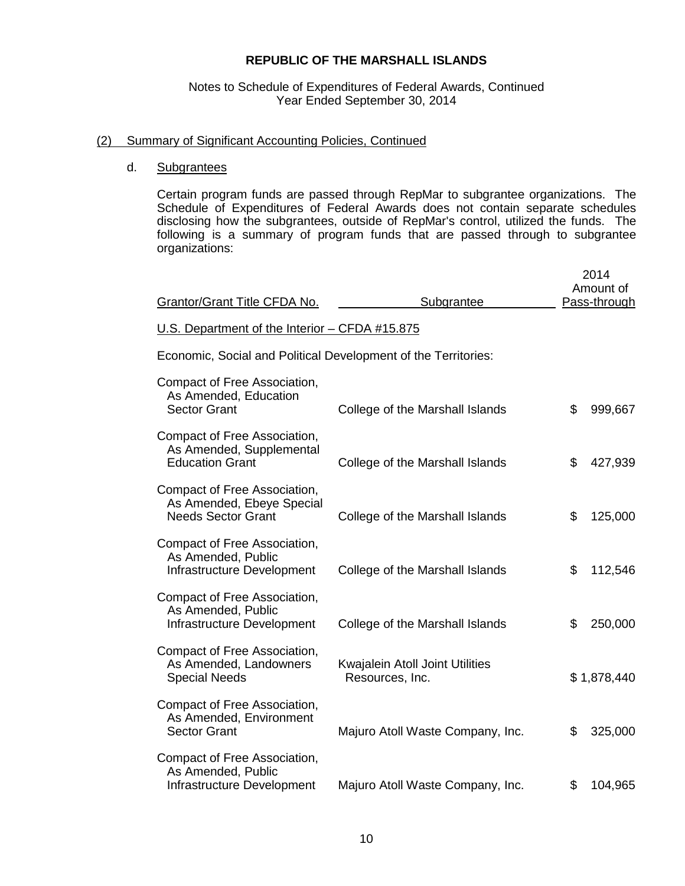# REPUBLIC OF THE MARSHALL ISLANDS

Notes to Schedule of Expenditures of Federal Awards, Continued
Year Ended September 30, 2014

## (2) Summary of Significant Accounting Policies, Continued

### d. Subgrantees

Certain program funds are passed through RepMar to subgrantee organizations. The Schedule of Expenditures of Federal Awards does not contain separate schedules disclosing how the subgrantees, outside of RepMar's control, utilized the funds. The following is a summary of program funds that are passed through to subgrantee organizations:

| Grantor/Grant Title CFDA No. | Subgrantee | 2014 Amount of Pass-through |
|---|---|---|
| U.S. Department of the Interior – CFDA #15.875 | | |
| Economic, Social and Political Development of the Territories: | | |
| Compact of Free Association, As Amended, Education Sector Grant | College of the Marshall Islands | $ 999,667 |
| Compact of Free Association, As Amended, Supplemental Education Grant | College of the Marshall Islands | $ 427,939 |
| Compact of Free Association, As Amended, Ebeye Special Needs Sector Grant | College of the Marshall Islands | $ 125,000 |
| Compact of Free Association, As Amended, Public Infrastructure Development | College of the Marshall Islands | $ 112,546 |
| Compact of Free Association, As Amended, Public Infrastructure Development | College of the Marshall Islands | $ 250,000 |
| Compact of Free Association, As Amended, Landowners Special Needs | Kwajalein Atoll Joint Utilities Resources, Inc. | $ 1,878,440 |
| Compact of Free Association, As Amended, Environment Sector Grant | Majuro Atoll Waste Company, Inc. | $ 325,000 |
| Compact of Free Association, As Amended, Public Infrastructure Development | Majuro Atoll Waste Company, Inc. | $ 104,965 |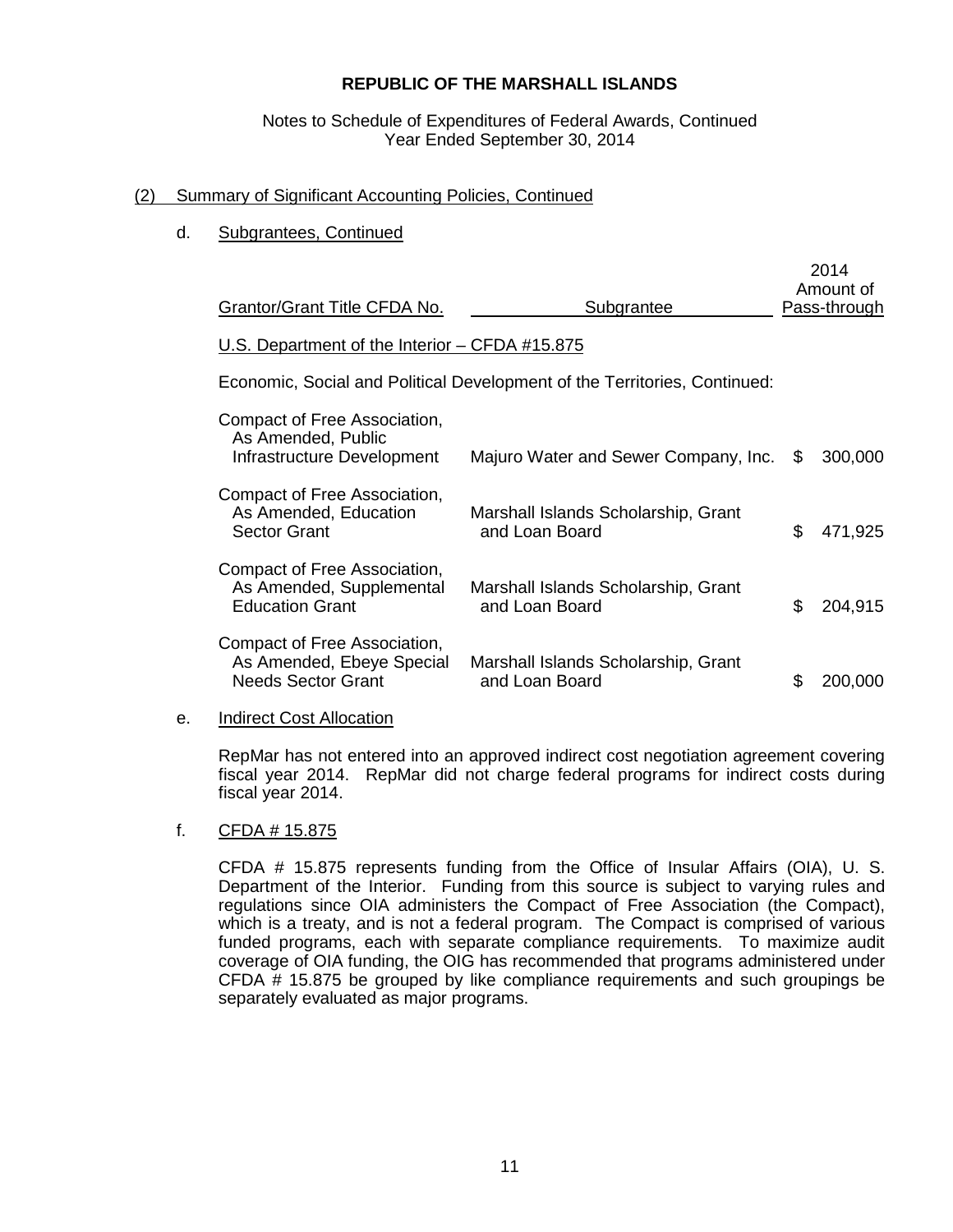**REPUBLIC OF THE MARSHALL ISLANDS**

Notes to Schedule of Expenditures of Federal Awards, Continued
Year Ended September 30, 2014

(2) Summary of Significant Accounting Policies, Continued

d. Subgrantees, Continued

| Grantor/Grant Title CFDA No. | Subgrantee | 2014 Amount of Pass-through |
|---|---|---|
| U.S. Department of the Interior – CFDA #15.875 | | |
| Economic, Social and Political Development of the Territories, Continued: | | |
| Compact of Free Association, As Amended, Public Infrastructure Development | Majuro Water and Sewer Company, Inc. | $ 300,000 |
| Compact of Free Association, As Amended, Education Sector Grant | Marshall Islands Scholarship, Grant and Loan Board | $ 471,925 |
| Compact of Free Association, As Amended, Supplemental Education Grant | Marshall Islands Scholarship, Grant and Loan Board | $ 204,915 |
| Compact of Free Association, As Amended, Ebeye Special Needs Sector Grant | Marshall Islands Scholarship, Grant and Loan Board | $ 200,000 |

e. Indirect Cost Allocation

RepMar has not entered into an approved indirect cost negotiation agreement covering fiscal year 2014. RepMar did not charge federal programs for indirect costs during fiscal year 2014.

f. CFDA # 15.875

CFDA # 15.875 represents funding from the Office of Insular Affairs (OIA), U. S. Department of the Interior. Funding from this source is subject to varying rules and regulations since OIA administers the Compact of Free Association (the Compact), which is a treaty, and is not a federal program. The Compact is comprised of various funded programs, each with separate compliance requirements. To maximize audit coverage of OIA funding, the OIG has recommended that programs administered under CFDA # 15.875 be grouped by like compliance requirements and such groupings be separately evaluated as major programs.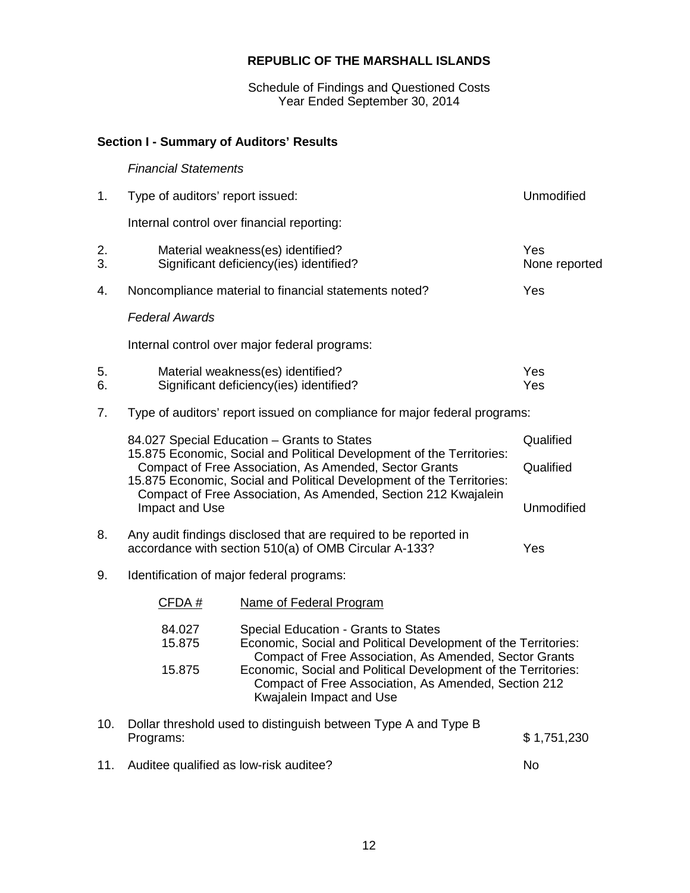**REPUBLIC OF THE MARSHALL ISLANDS**

Schedule of Findings and Questioned Costs
Year Ended September 30, 2014

**Section I - Summary of Auditors' Results**

*Financial Statements*

| | | |
|---|---|---|
| 1. | Type of auditors' report issued: | Unmodified |
| | Internal control over financial reporting: | |
| 2. | Material weakness(es) identified? | Yes |
| 3. | Significant deficiency(ies) identified? | None reported |
| 4. | Noncompliance material to financial statements noted? | Yes |

*Federal Awards*

| | | |
|---|---|---|
| | Internal control over major federal programs: | |
| 5. | Material weakness(es) identified? | Yes |
| 6. | Significant deficiency(ies) identified? | Yes |
| 7. | Type of auditors' report issued on compliance for major federal programs: | |
| | 84.027 Special Education – Grants to States | Qualified |
| | 15.875 Economic, Social and Political Development of the Territories: Compact of Free Association, As Amended, Sector Grants | Qualified |
| | 15.875 Economic, Social and Political Development of the Territories: Compact of Free Association, As Amended, Section 212 Kwajalein Impact and Use | Unmodified |
| 8. | Any audit findings disclosed that are required to be reported in accordance with section 510(a) of OMB Circular A-133? | Yes |
| 9. | Identification of major federal programs: | |

| CFDA # | Name of Federal Program |
|---|---|
| 84.027 | Special Education - Grants to States |
| 15.875 | Economic, Social and Political Development of the Territories: Compact of Free Association, As Amended, Sector Grants |
| 15.875 | Economic, Social and Political Development of the Territories: Compact of Free Association, As Amended, Section 212 Kwajalein Impact and Use |

| | | |
|---|---|---|
| 10. | Dollar threshold used to distinguish between Type A and Type B Programs: | $ 1,751,230 |
| 11. | Auditee qualified as low-risk auditee? | No |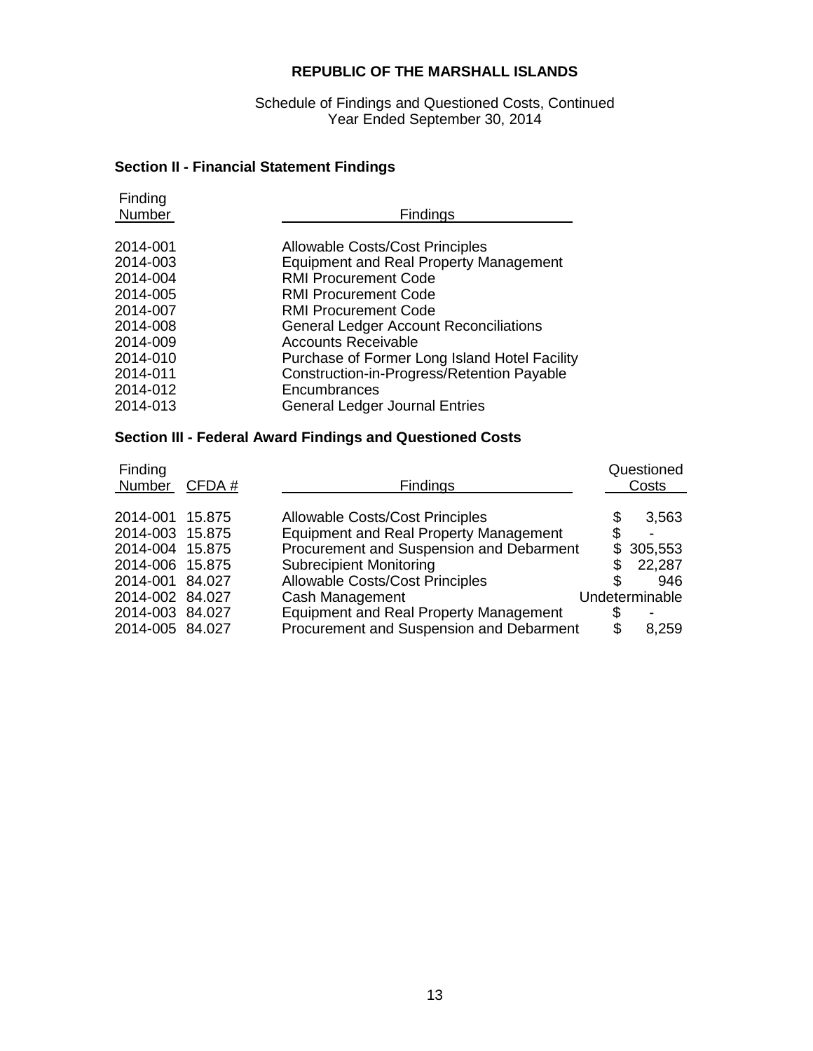# REPUBLIC OF THE MARSHALL ISLANDS

Schedule of Findings and Questioned Costs, Continued
Year Ended September 30, 2014

## Section II - Financial Statement Findings

| Finding Number | Findings |
|---|---|
| 2014-001 | Allowable Costs/Cost Principles |
| 2014-003 | Equipment and Real Property Management |
| 2014-004 | RMI Procurement Code |
| 2014-005 | RMI Procurement Code |
| 2014-007 | RMI Procurement Code |
| 2014-008 | General Ledger Account Reconciliations |
| 2014-009 | Accounts Receivable |
| 2014-010 | Purchase of Former Long Island Hotel Facility |
| 2014-011 | Construction-in-Progress/Retention Payable |
| 2014-012 | Encumbrances |
| 2014-013 | General Ledger Journal Entries |

## Section III - Federal Award Findings and Questioned Costs

| Finding Number | CFDA # | Findings | Questioned Costs |
|---|---|---|---|
| 2014-001 | 15.875 | Allowable Costs/Cost Principles | $ 3,563 |
| 2014-003 | 15.875 | Equipment and Real Property Management | $ - |
| 2014-004 | 15.875 | Procurement and Suspension and Debarment | $ 305,553 |
| 2014-006 | 15.875 | Subrecipient Monitoring | $ 22,287 |
| 2014-001 | 84.027 | Allowable Costs/Cost Principles | $ 946 |
| 2014-002 | 84.027 | Cash Management | Undeterminable |
| 2014-003 | 84.027 | Equipment and Real Property Management | $ - |
| 2014-005 | 84.027 | Procurement and Suspension and Debarment | $ 8,259 |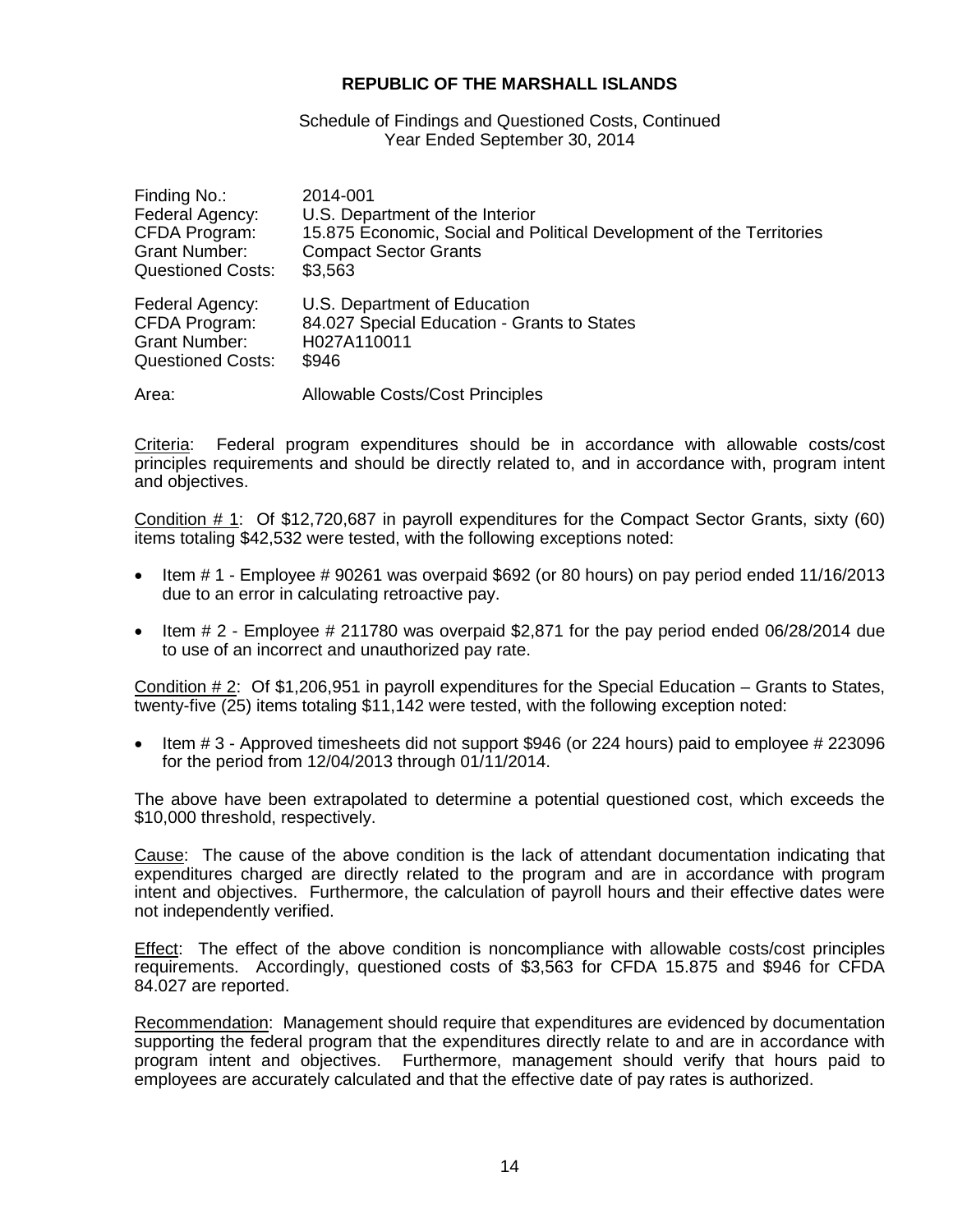**REPUBLIC OF THE MARSHALL ISLANDS**

Schedule of Findings and Questioned Costs, Continued
Year Ended September 30, 2014

| | |
|---|---|
| Finding No.: | 2014-001 |
| Federal Agency: | U.S. Department of the Interior |
| CFDA Program: | 15.875 Economic, Social and Political Development of the Territories |
| Grant Number: | Compact Sector Grants |
| Questioned Costs: | $3,563 |
| | |
| Federal Agency: | U.S. Department of Education |
| CFDA Program: | 84.027 Special Education - Grants to States |
| Grant Number: | H027A110011 |
| Questioned Costs: | $946 |
| | |
| Area: | Allowable Costs/Cost Principles |

Criteria: Federal program expenditures should be in accordance with allowable costs/cost principles requirements and should be directly related to, and in accordance with, program intent and objectives.

Condition # 1: Of $12,720,687 in payroll expenditures for the Compact Sector Grants, sixty (60) items totaling $42,532 were tested, with the following exceptions noted:

- Item # 1 - Employee # 90261 was overpaid $692 (or 80 hours) on pay period ended 11/16/2013 due to an error in calculating retroactive pay.
- Item # 2 - Employee # 211780 was overpaid $2,871 for the pay period ended 06/28/2014 due to use of an incorrect and unauthorized pay rate.

Condition # 2: Of $1,206,951 in payroll expenditures for the Special Education – Grants to States, twenty-five (25) items totaling $11,142 were tested, with the following exception noted:

- Item # 3 - Approved timesheets did not support $946 (or 224 hours) paid to employee # 223096 for the period from 12/04/2013 through 01/11/2014.

The above have been extrapolated to determine a potential questioned cost, which exceeds the $10,000 threshold, respectively.

Cause: The cause of the above condition is the lack of attendant documentation indicating that expenditures charged are directly related to the program and are in accordance with program intent and objectives. Furthermore, the calculation of payroll hours and their effective dates were not independently verified.

Effect: The effect of the above condition is noncompliance with allowable costs/cost principles requirements. Accordingly, questioned costs of $3,563 for CFDA 15.875 and $946 for CFDA 84.027 are reported.

Recommendation: Management should require that expenditures are evidenced by documentation supporting the federal program that the expenditures directly relate to and are in accordance with program intent and objectives. Furthermore, management should verify that hours paid to employees are accurately calculated and that the effective date of pay rates is authorized.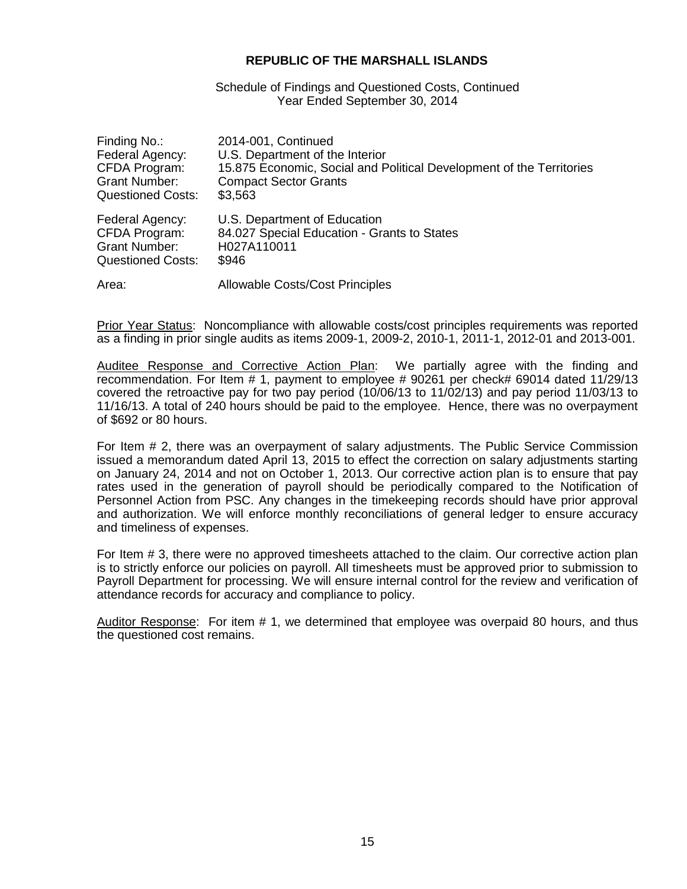## REPUBLIC OF THE MARSHALL ISLANDS

Schedule of Findings and Questioned Costs, Continued
Year Ended September 30, 2014

Finding No.: 2014-001, Continued
Federal Agency: U.S. Department of the Interior
CFDA Program: 15.875 Economic, Social and Political Development of the Territories
Grant Number: Compact Sector Grants
Questioned Costs: $3,563

Federal Agency: U.S. Department of Education
CFDA Program: 84.027 Special Education - Grants to States
Grant Number: H027A110011
Questioned Costs: $946

Area: Allowable Costs/Cost Principles

Prior Year Status: Noncompliance with allowable costs/cost principles requirements was reported as a finding in prior single audits as items 2009-1, 2009-2, 2010-1, 2011-1, 2012-01 and 2013-001.

Auditee Response and Corrective Action Plan: We partially agree with the finding and recommendation. For Item # 1, payment to employee # 90261 per check# 69014 dated 11/29/13 covered the retroactive pay for two pay period (10/06/13 to 11/02/13) and pay period 11/03/13 to 11/16/13. A total of 240 hours should be paid to the employee. Hence, there was no overpayment of $692 or 80 hours.

For Item # 2, there was an overpayment of salary adjustments. The Public Service Commission issued a memorandum dated April 13, 2015 to effect the correction on salary adjustments starting on January 24, 2014 and not on October 1, 2013. Our corrective action plan is to ensure that pay rates used in the generation of payroll should be periodically compared to the Notification of Personnel Action from PSC. Any changes in the timekeeping records should have prior approval and authorization. We will enforce monthly reconciliations of general ledger to ensure accuracy and timeliness of expenses.

For Item # 3, there were no approved timesheets attached to the claim. Our corrective action plan is to strictly enforce our policies on payroll. All timesheets must be approved prior to submission to Payroll Department for processing. We will ensure internal control for the review and verification of attendance records for accuracy and compliance to policy.

Auditor Response: For item # 1, we determined that employee was overpaid 80 hours, and thus the questioned cost remains.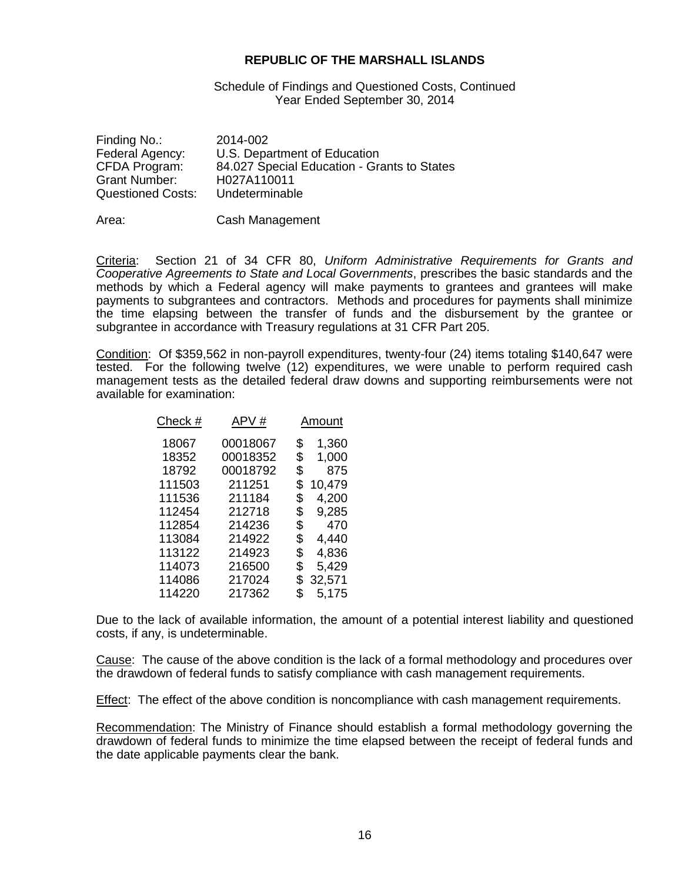**REPUBLIC OF THE MARSHALL ISLANDS**

Schedule of Findings and Questioned Costs, Continued
Year Ended September 30, 2014

Finding No.: 2014-002
Federal Agency: U.S. Department of Education
CFDA Program: 84.027 Special Education - Grants to States
Grant Number: H027A110011
Questioned Costs: Undeterminable

Area: Cash Management

Criteria: Section 21 of 34 CFR 80, *Uniform Administrative Requirements for Grants and Cooperative Agreements to State and Local Governments*, prescribes the basic standards and the methods by which a Federal agency will make payments to grantees and grantees will make payments to subgrantees and contractors. Methods and procedures for payments shall minimize the time elapsing between the transfer of funds and the disbursement by the grantee or subgrantee in accordance with Treasury regulations at 31 CFR Part 205.

Condition: Of $359,562 in non-payroll expenditures, twenty-four (24) items totaling $140,647 were tested. For the following twelve (12) expenditures, we were unable to perform required cash management tests as the detailed federal draw downs and supporting reimbursements were not available for examination:

| Check # | APV # | Amount |
|---|---|---|
| 18067 | 00018067 | $ 1,360 |
| 18352 | 00018352 | $ 1,000 |
| 18792 | 00018792 | $ 875 |
| 111503 | 211251 | $ 10,479 |
| 111536 | 211184 | $ 4,200 |
| 112454 | 212718 | $ 9,285 |
| 112854 | 214236 | $ 470 |
| 113084 | 214922 | $ 4,440 |
| 113122 | 214923 | $ 4,836 |
| 114073 | 216500 | $ 5,429 |
| 114086 | 217024 | $ 32,571 |
| 114220 | 217362 | $ 5,175 |

Due to the lack of available information, the amount of a potential interest liability and questioned costs, if any, is undeterminable.

Cause: The cause of the above condition is the lack of a formal methodology and procedures over the drawdown of federal funds to satisfy compliance with cash management requirements.

Effect: The effect of the above condition is noncompliance with cash management requirements.

Recommendation: The Ministry of Finance should establish a formal methodology governing the drawdown of federal funds to minimize the time elapsed between the receipt of federal funds and the date applicable payments clear the bank.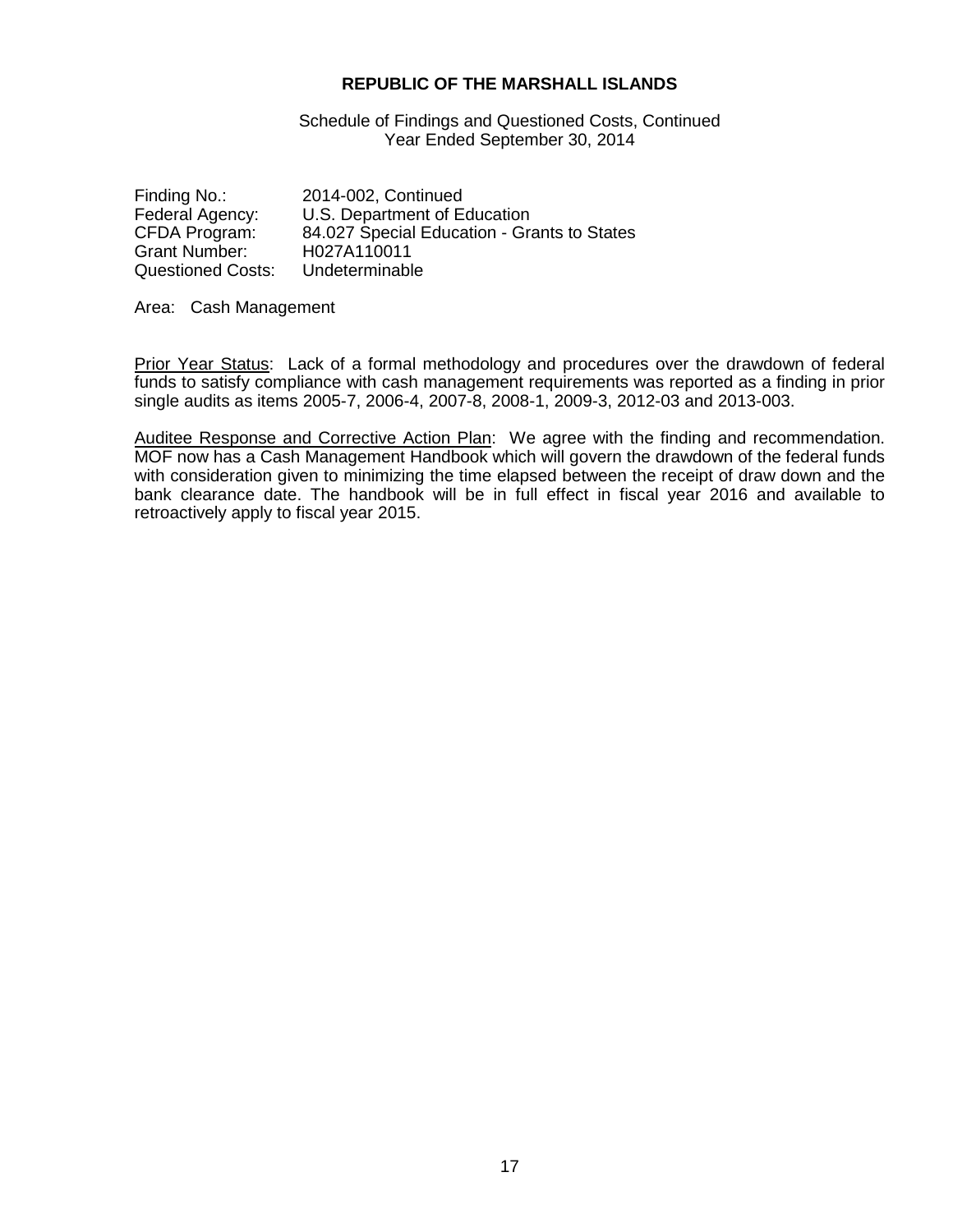**REPUBLIC OF THE MARSHALL ISLANDS**

Schedule of Findings and Questioned Costs, Continued
Year Ended September 30, 2014

Finding No.: 2014-002, Continued
Federal Agency: U.S. Department of Education
CFDA Program: 84.027 Special Education - Grants to States
Grant Number: H027A110011
Questioned Costs: Undeterminable

Area: Cash Management

Prior Year Status: Lack of a formal methodology and procedures over the drawdown of federal funds to satisfy compliance with cash management requirements was reported as a finding in prior single audits as items 2005-7, 2006-4, 2007-8, 2008-1, 2009-3, 2012-03 and 2013-003.

Auditee Response and Corrective Action Plan: We agree with the finding and recommendation. MOF now has a Cash Management Handbook which will govern the drawdown of the federal funds with consideration given to minimizing the time elapsed between the receipt of draw down and the bank clearance date. The handbook will be in full effect in fiscal year 2016 and available to retroactively apply to fiscal year 2015.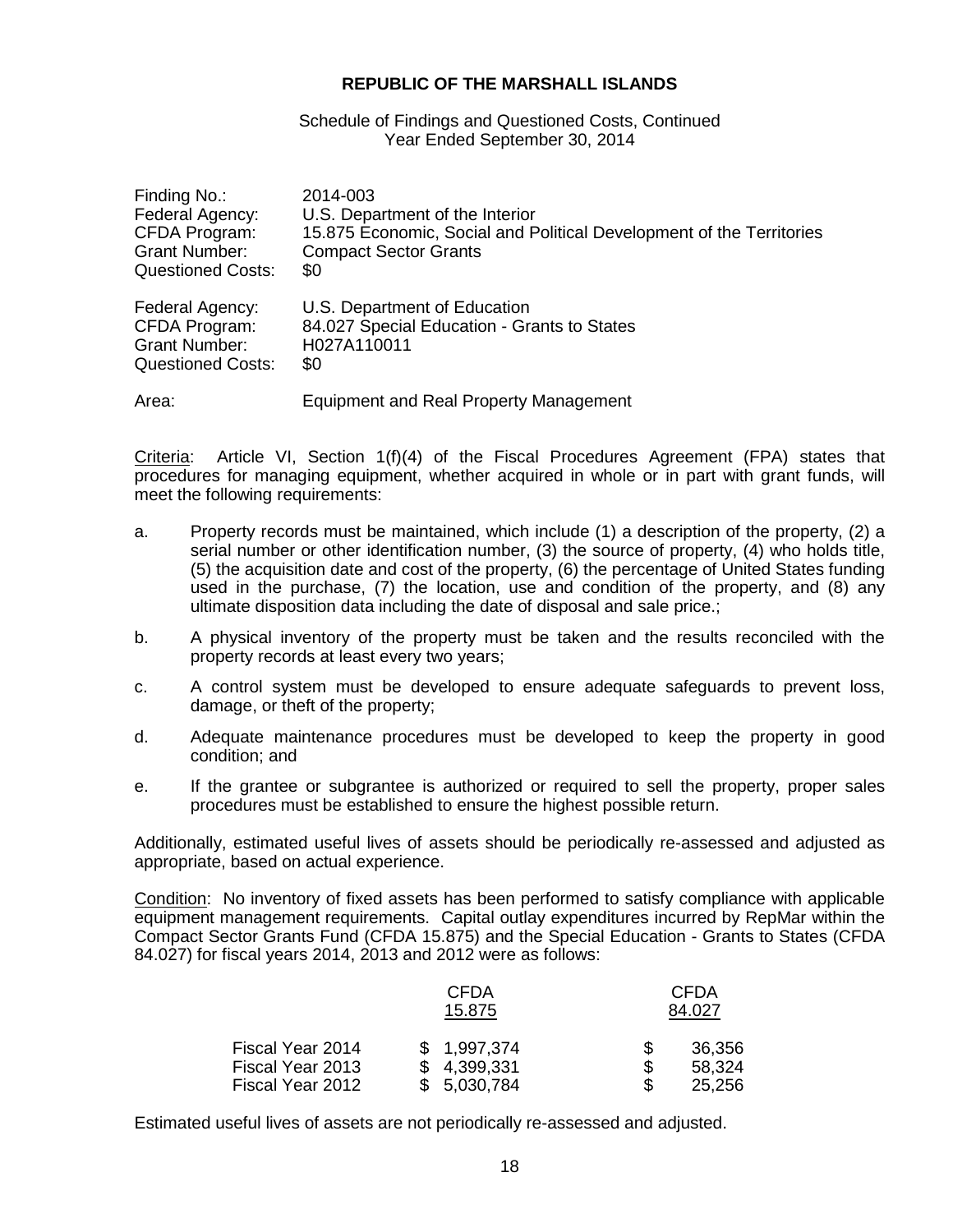**REPUBLIC OF THE MARSHALL ISLANDS**

Schedule of Findings and Questioned Costs, Continued
Year Ended September 30, 2014

Finding No.: 2014-003
Federal Agency: U.S. Department of the Interior
CFDA Program: 15.875 Economic, Social and Political Development of the Territories
Grant Number: Compact Sector Grants
Questioned Costs: \$0

Federal Agency: U.S. Department of Education
CFDA Program: 84.027 Special Education - Grants to States
Grant Number: H027A110011
Questioned Costs: \$0

Area: Equipment and Real Property Management

Criteria: Article VI, Section 1(f)(4) of the Fiscal Procedures Agreement (FPA) states that procedures for managing equipment, whether acquired in whole or in part with grant funds, will meet the following requirements:

a. Property records must be maintained, which include (1) a description of the property, (2) a serial number or other identification number, (3) the source of property, (4) who holds title, (5) the acquisition date and cost of the property, (6) the percentage of United States funding used in the purchase, (7) the location, use and condition of the property, and (8) any ultimate disposition data including the date of disposal and sale price.;

b. A physical inventory of the property must be taken and the results reconciled with the property records at least every two years;

c. A control system must be developed to ensure adequate safeguards to prevent loss, damage, or theft of the property;

d. Adequate maintenance procedures must be developed to keep the property in good condition; and

e. If the grantee or subgrantee is authorized or required to sell the property, proper sales procedures must be established to ensure the highest possible return.

Additionally, estimated useful lives of assets should be periodically re-assessed and adjusted as appropriate, based on actual experience.

Condition: No inventory of fixed assets has been performed to satisfy compliance with applicable equipment management requirements. Capital outlay expenditures incurred by RepMar within the Compact Sector Grants Fund (CFDA 15.875) and the Special Education - Grants to States (CFDA 84.027) for fiscal years 2014, 2013 and 2012 were as follows:

| | CFDA 15.875 | CFDA 84.027 |
|---|---|---|
| Fiscal Year 2014 | \$ 1,997,374 | \$ 36,356 |
| Fiscal Year 2013 | \$ 4,399,331 | \$ 58,324 |
| Fiscal Year 2012 | \$ 5,030,784 | \$ 25,256 |

Estimated useful lives of assets are not periodically re-assessed and adjusted.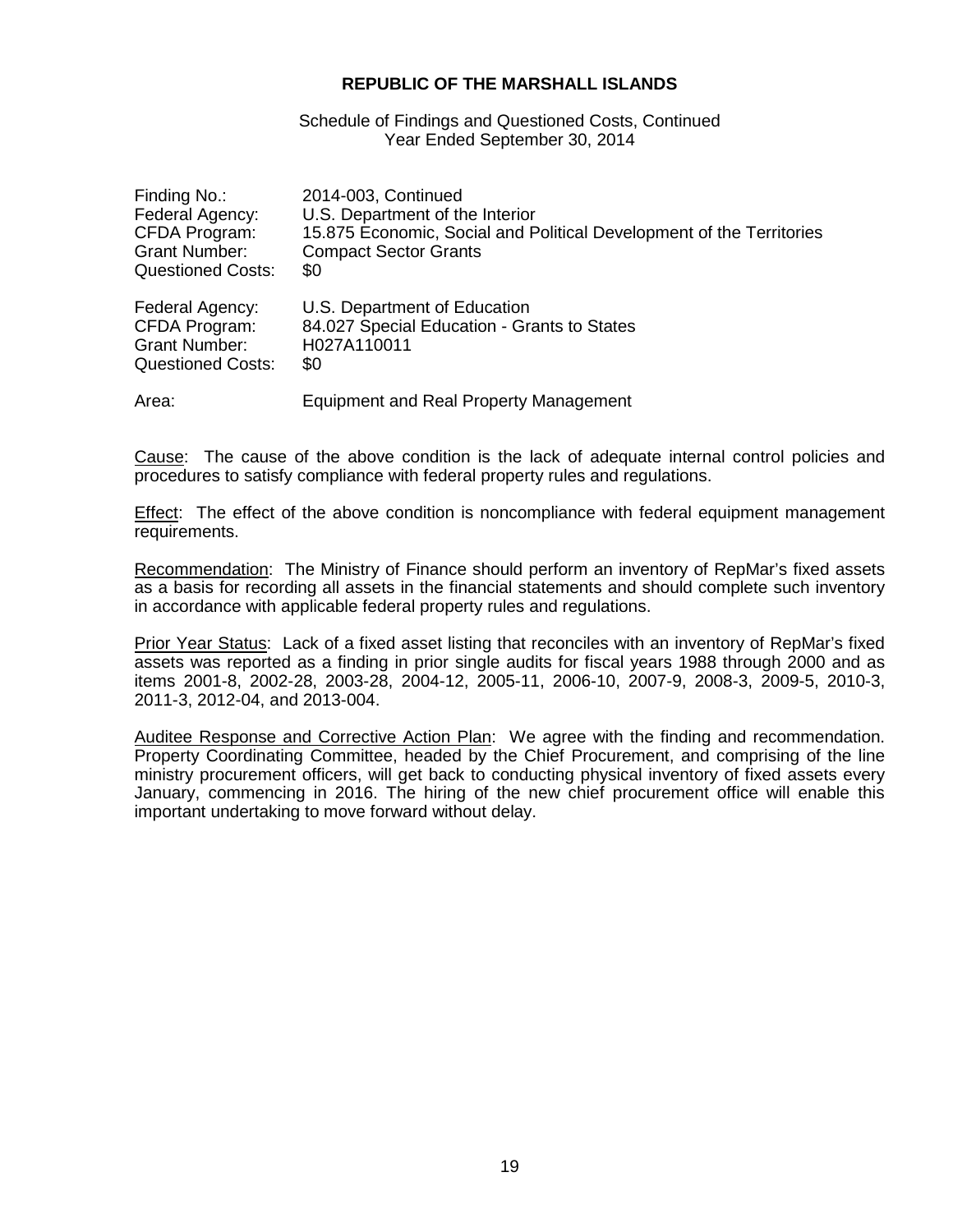**REPUBLIC OF THE MARSHALL ISLANDS**

Schedule of Findings and Questioned Costs, Continued
Year Ended September 30, 2014

Finding No.: 2014-003, Continued
Federal Agency: U.S. Department of the Interior
CFDA Program: 15.875 Economic, Social and Political Development of the Territories
Grant Number: Compact Sector Grants
Questioned Costs: $0

Federal Agency: U.S. Department of Education
CFDA Program: 84.027 Special Education - Grants to States
Grant Number: H027A110011
Questioned Costs: $0

Area: Equipment and Real Property Management

Cause: The cause of the above condition is the lack of adequate internal control policies and procedures to satisfy compliance with federal property rules and regulations.

Effect: The effect of the above condition is noncompliance with federal equipment management requirements.

Recommendation: The Ministry of Finance should perform an inventory of RepMar's fixed assets as a basis for recording all assets in the financial statements and should complete such inventory in accordance with applicable federal property rules and regulations.

Prior Year Status: Lack of a fixed asset listing that reconciles with an inventory of RepMar's fixed assets was reported as a finding in prior single audits for fiscal years 1988 through 2000 and as items 2001-8, 2002-28, 2003-28, 2004-12, 2005-11, 2006-10, 2007-9, 2008-3, 2009-5, 2010-3, 2011-3, 2012-04, and 2013-004.

Auditee Response and Corrective Action Plan: We agree with the finding and recommendation. Property Coordinating Committee, headed by the Chief Procurement, and comprising of the line ministry procurement officers, will get back to conducting physical inventory of fixed assets every January, commencing in 2016. The hiring of the new chief procurement office will enable this important undertaking to move forward without delay.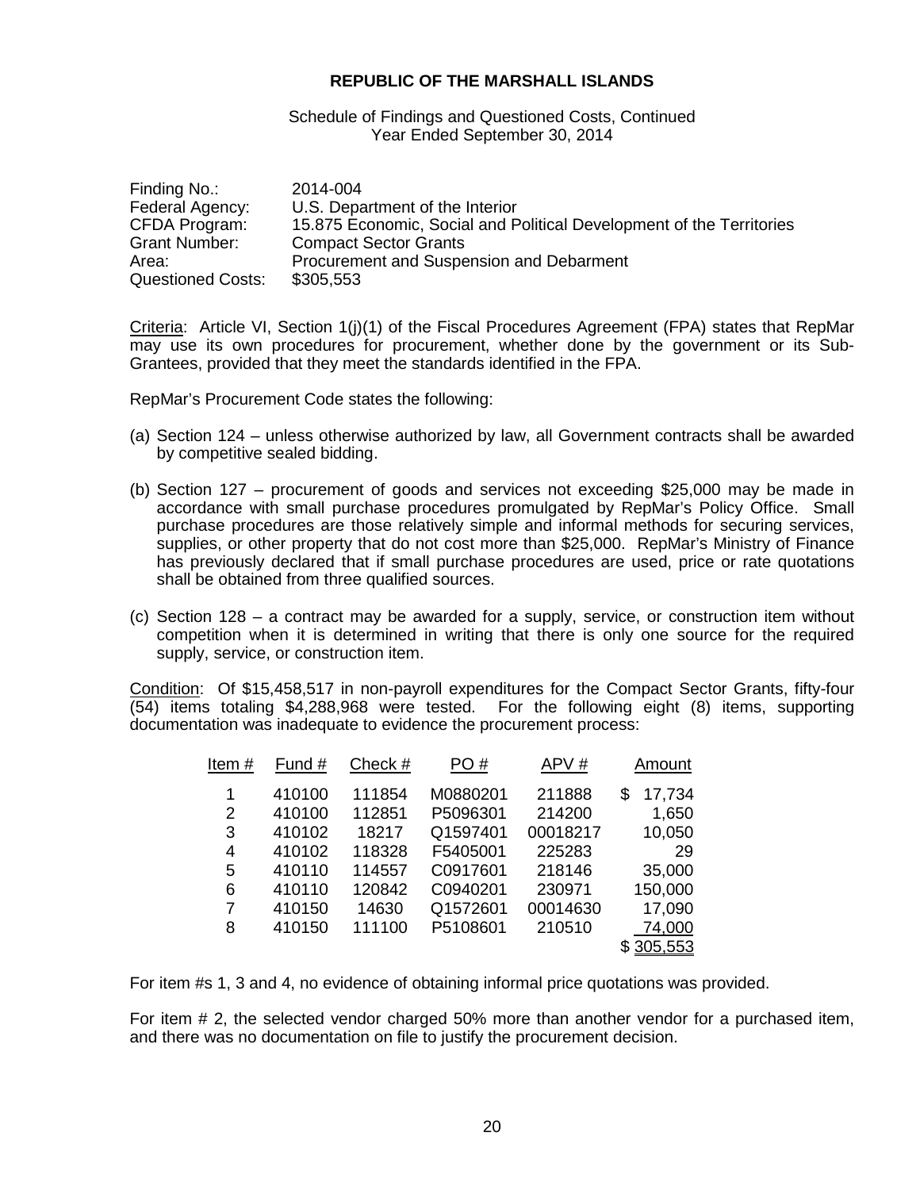**REPUBLIC OF THE MARSHALL ISLANDS**

Schedule of Findings and Questioned Costs, Continued
Year Ended September 30, 2014

| | |
|---|---|
| Finding No.: | 2014-004 |
| Federal Agency: | U.S. Department of the Interior |
| CFDA Program: | 15.875 Economic, Social and Political Development of the Territories |
| Grant Number: | Compact Sector Grants |
| Area: | Procurement and Suspension and Debarment |
| Questioned Costs: | $305,553 |

Criteria: Article VI, Section 1(j)(1) of the Fiscal Procedures Agreement (FPA) states that RepMar may use its own procedures for procurement, whether done by the government or its Sub-Grantees, provided that they meet the standards identified in the FPA.

RepMar's Procurement Code states the following:

(a) Section 124 – unless otherwise authorized by law, all Government contracts shall be awarded by competitive sealed bidding.

(b) Section 127 – procurement of goods and services not exceeding $25,000 may be made in accordance with small purchase procedures promulgated by RepMar's Policy Office. Small purchase procedures are those relatively simple and informal methods for securing services, supplies, or other property that do not cost more than $25,000. RepMar's Ministry of Finance has previously declared that if small purchase procedures are used, price or rate quotations shall be obtained from three qualified sources.

(c) Section 128 – a contract may be awarded for a supply, service, or construction item without competition when it is determined in writing that there is only one source for the required supply, service, or construction item.

Condition: Of $15,458,517 in non-payroll expenditures for the Compact Sector Grants, fifty-four (54) items totaling $4,288,968 were tested. For the following eight (8) items, supporting documentation was inadequate to evidence the procurement process:

| Item # | Fund # | Check # | PO # | APV # | Amount |
|---|---|---|---|---|---|
| 1 | 410100 | 111854 | M0880201 | 211888 | $ 17,734 |
| 2 | 410100 | 112851 | P5096301 | 214200 | 1,650 |
| 3 | 410102 | 18217 | Q1597401 | 00018217 | 10,050 |
| 4 | 410102 | 118328 | F5405001 | 225283 | 29 |
| 5 | 410110 | 114557 | C0917601 | 218146 | 35,000 |
| 6 | 410110 | 120842 | C0940201 | 230971 | 150,000 |
| 7 | 410150 | 14630 | Q1572601 | 00014630 | 17,090 |
| 8 | 410150 | 111100 | P5108601 | 210510 | 74,000 |
| | | | | | $ 305,553 |

For item #s 1, 3 and 4, no evidence of obtaining informal price quotations was provided.

For item # 2, the selected vendor charged 50% more than another vendor for a purchased item, and there was no documentation on file to justify the procurement decision.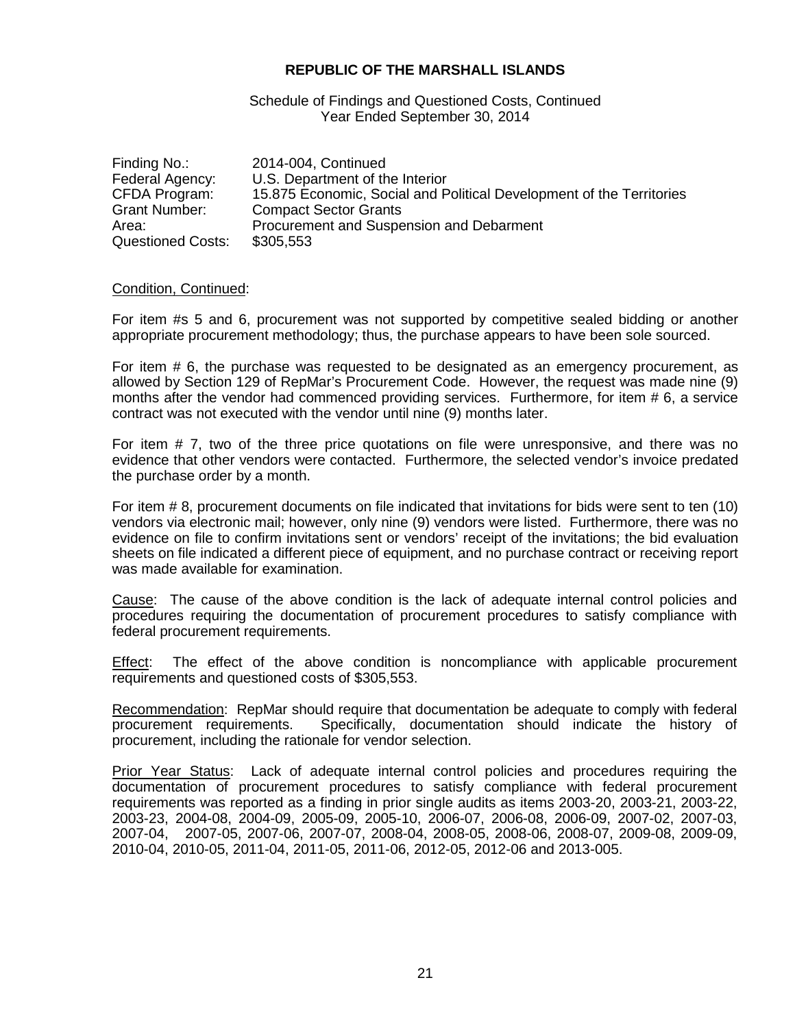**REPUBLIC OF THE MARSHALL ISLANDS**

Schedule of Findings and Questioned Costs, Continued
Year Ended September 30, 2014

| | |
|---|---|
| Finding No.: | 2014-004, Continued |
| Federal Agency: | U.S. Department of the Interior |
| CFDA Program: | 15.875 Economic, Social and Political Development of the Territories |
| Grant Number: | Compact Sector Grants |
| Area: | Procurement and Suspension and Debarment |
| Questioned Costs: | $305,553 |

Condition, Continued:

For item #s 5 and 6, procurement was not supported by competitive sealed bidding or another appropriate procurement methodology; thus, the purchase appears to have been sole sourced.

For item # 6, the purchase was requested to be designated as an emergency procurement, as allowed by Section 129 of RepMar's Procurement Code. However, the request was made nine (9) months after the vendor had commenced providing services. Furthermore, for item # 6, a service contract was not executed with the vendor until nine (9) months later.

For item # 7, two of the three price quotations on file were unresponsive, and there was no evidence that other vendors were contacted. Furthermore, the selected vendor's invoice predated the purchase order by a month.

For item # 8, procurement documents on file indicated that invitations for bids were sent to ten (10) vendors via electronic mail; however, only nine (9) vendors were listed. Furthermore, there was no evidence on file to confirm invitations sent or vendors' receipt of the invitations; the bid evaluation sheets on file indicated a different piece of equipment, and no purchase contract or receiving report was made available for examination.

Cause: The cause of the above condition is the lack of adequate internal control policies and procedures requiring the documentation of procurement procedures to satisfy compliance with federal procurement requirements.

Effect: The effect of the above condition is noncompliance with applicable procurement requirements and questioned costs of $305,553.

Recommendation: RepMar should require that documentation be adequate to comply with federal procurement requirements. Specifically, documentation should indicate the history of procurement, including the rationale for vendor selection.

Prior Year Status: Lack of adequate internal control policies and procedures requiring the documentation of procurement procedures to satisfy compliance with federal procurement requirements was reported as a finding in prior single audits as items 2003-20, 2003-21, 2003-22, 2003-23, 2004-08, 2004-09, 2005-09, 2005-10, 2006-07, 2006-08, 2006-09, 2007-02, 2007-03, 2007-04, 2007-05, 2007-06, 2007-07, 2008-04, 2008-05, 2008-06, 2008-07, 2009-08, 2009-09, 2010-04, 2010-05, 2011-04, 2011-05, 2011-06, 2012-05, 2012-06 and 2013-005.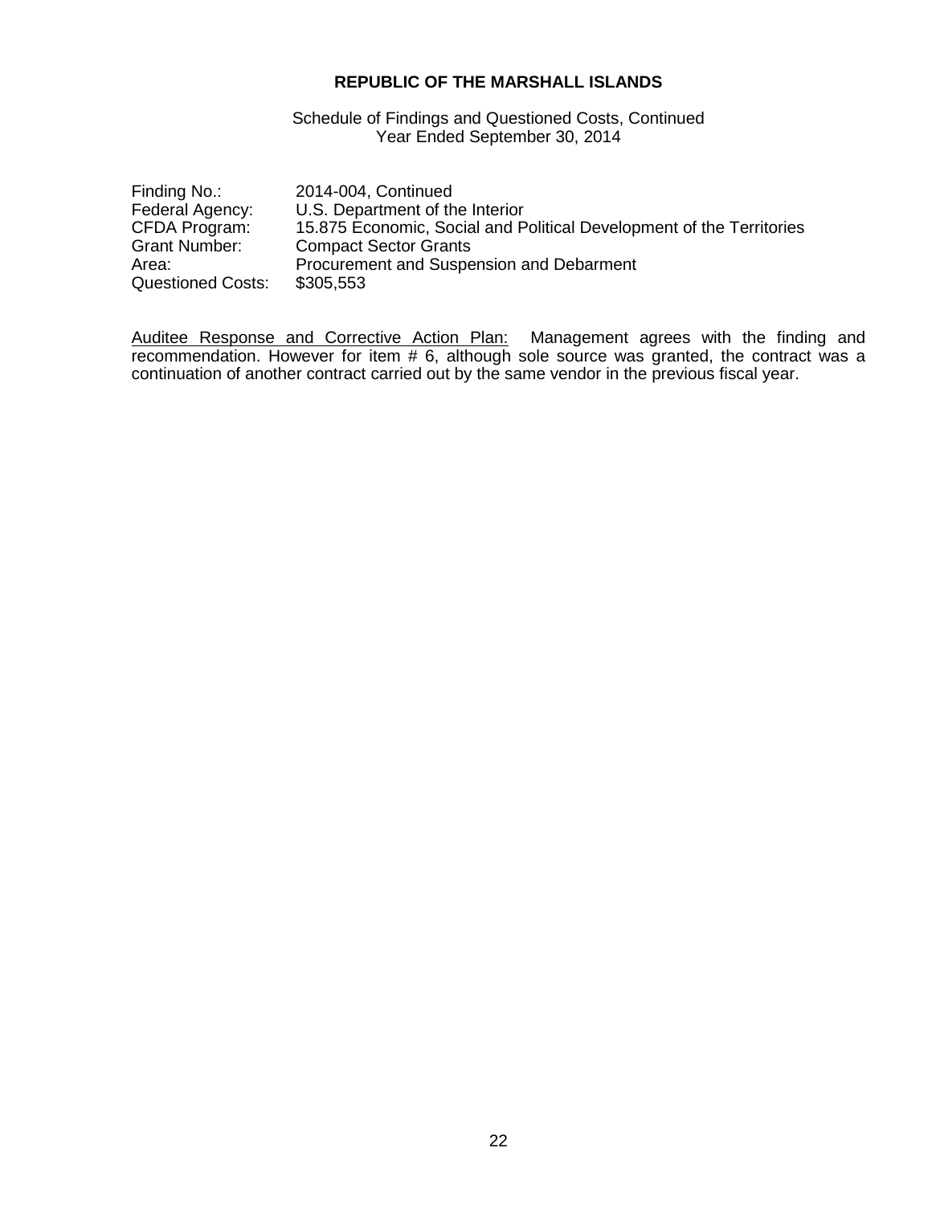**REPUBLIC OF THE MARSHALL ISLANDS**

Schedule of Findings and Questioned Costs, Continued
Year Ended September 30, 2014

| | |
|---|---|
| Finding No.: | 2014-004, Continued |
| Federal Agency: | U.S. Department of the Interior |
| CFDA Program: | 15.875 Economic, Social and Political Development of the Territories |
| Grant Number: | Compact Sector Grants |
| Area: | Procurement and Suspension and Debarment |
| Questioned Costs: | $305,553 |

Auditee Response and Corrective Action Plan: Management agrees with the finding and recommendation. However for item # 6, although sole source was granted, the contract was a continuation of another contract carried out by the same vendor in the previous fiscal year.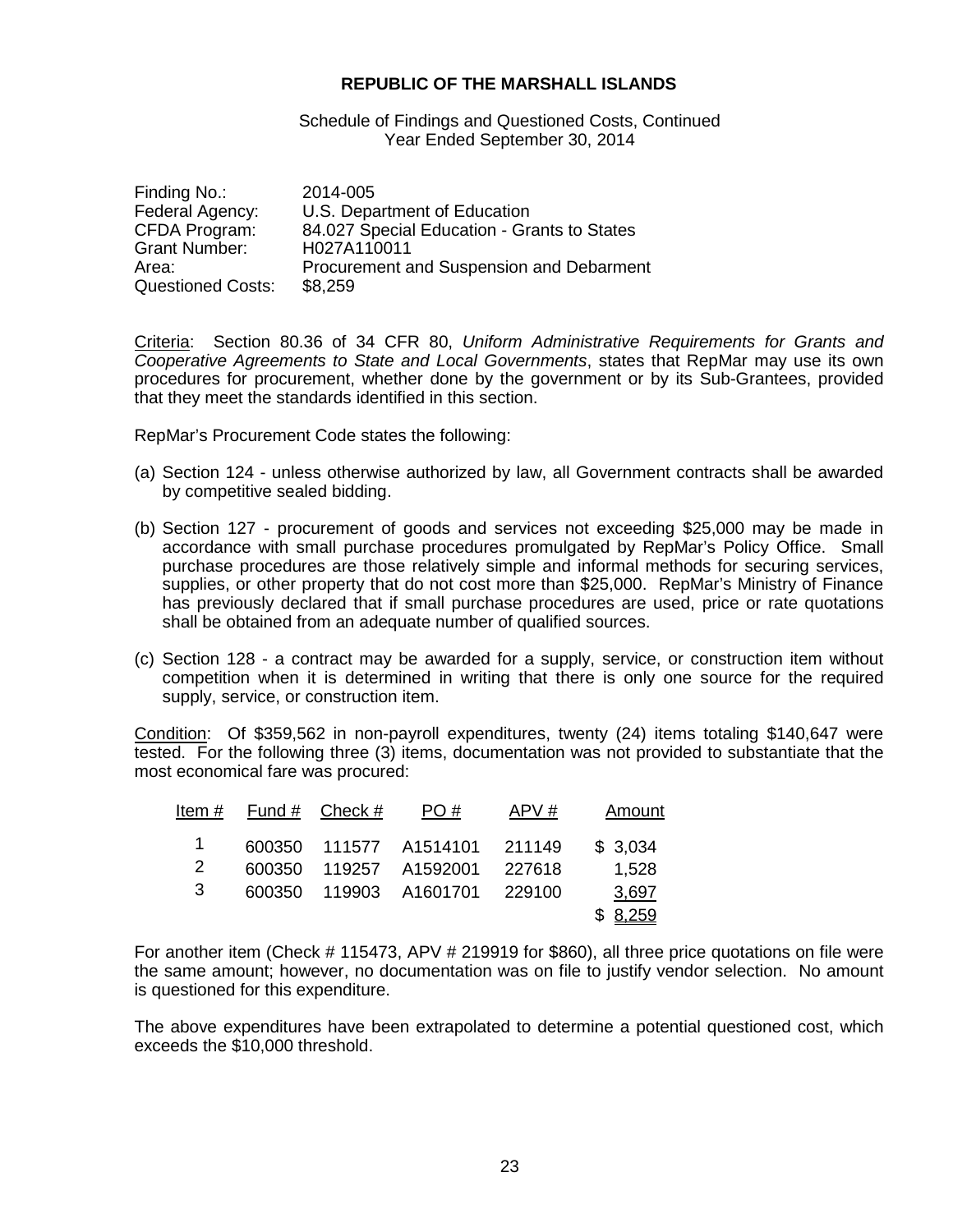**REPUBLIC OF THE MARSHALL ISLANDS**

Schedule of Findings and Questioned Costs, Continued
Year Ended September 30, 2014

Finding No.: 2014-005
Federal Agency: U.S. Department of Education
CFDA Program: 84.027 Special Education - Grants to States
Grant Number: H027A110011
Area: Procurement and Suspension and Debarment
Questioned Costs: $8,259

Criteria: Section 80.36 of 34 CFR 80, *Uniform Administrative Requirements for Grants and Cooperative Agreements to State and Local Governments*, states that RepMar may use its own procedures for procurement, whether done by the government or by its Sub-Grantees, provided that they meet the standards identified in this section.

RepMar's Procurement Code states the following:

(a) Section 124 - unless otherwise authorized by law, all Government contracts shall be awarded by competitive sealed bidding.

(b) Section 127 - procurement of goods and services not exceeding $25,000 may be made in accordance with small purchase procedures promulgated by RepMar's Policy Office. Small purchase procedures are those relatively simple and informal methods for securing services, supplies, or other property that do not cost more than $25,000. RepMar's Ministry of Finance has previously declared that if small purchase procedures are used, price or rate quotations shall be obtained from an adequate number of qualified sources.

(c) Section 128 - a contract may be awarded for a supply, service, or construction item without competition when it is determined in writing that there is only one source for the required supply, service, or construction item.

Condition: Of $359,562 in non-payroll expenditures, twenty (24) items totaling $140,647 were tested. For the following three (3) items, documentation was not provided to substantiate that the most economical fare was procured:

| Item # | Fund # | Check # | PO # | APV # | Amount |
|---|---|---|---|---|---|
| 1 | 600350 | 111577 | A1514101 | 211149 | $ 3,034 |
| 2 | 600350 | 119257 | A1592001 | 227618 | 1,528 |
| 3 | 600350 | 119903 | A1601701 | 229100 | 3,697 |
| | | | | | $ 8,259 |

For another item (Check # 115473, APV # 219919 for $860), all three price quotations on file were the same amount; however, no documentation was on file to justify vendor selection. No amount is questioned for this expenditure.

The above expenditures have been extrapolated to determine a potential questioned cost, which exceeds the $10,000 threshold.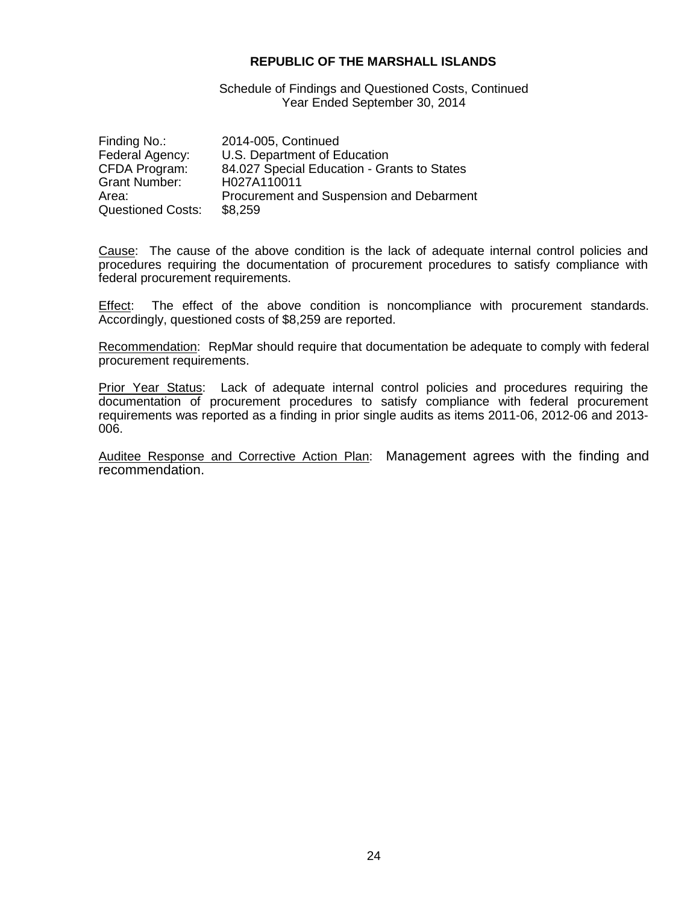**REPUBLIC OF THE MARSHALL ISLANDS**

Schedule of Findings and Questioned Costs, Continued
Year Ended September 30, 2014

| | |
|---|---|
| Finding No.: | 2014-005, Continued |
| Federal Agency: | U.S. Department of Education |
| CFDA Program: | 84.027 Special Education - Grants to States |
| Grant Number: | H027A110011 |
| Area: | Procurement and Suspension and Debarment |
| Questioned Costs: | $8,259 |

Cause: The cause of the above condition is the lack of adequate internal control policies and procedures requiring the documentation of procurement procedures to satisfy compliance with federal procurement requirements.

Effect: The effect of the above condition is noncompliance with procurement standards. Accordingly, questioned costs of $8,259 are reported.

Recommendation: RepMar should require that documentation be adequate to comply with federal procurement requirements.

Prior Year Status: Lack of adequate internal control policies and procedures requiring the documentation of procurement procedures to satisfy compliance with federal procurement requirements was reported as a finding in prior single audits as items 2011-06, 2012-06 and 2013-006.

Auditee Response and Corrective Action Plan: Management agrees with the finding and recommendation.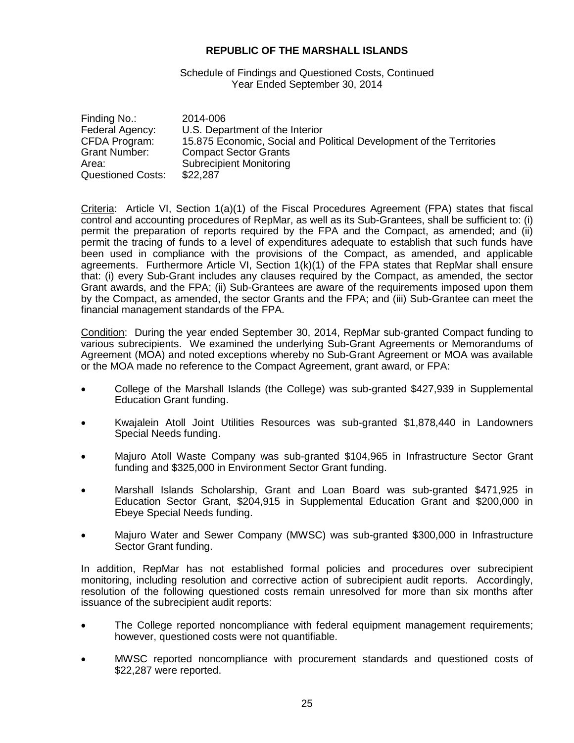**REPUBLIC OF THE MARSHALL ISLANDS**

Schedule of Findings and Questioned Costs, Continued
Year Ended September 30, 2014

| | |
|---|---|
| Finding No.: | 2014-006 |
| Federal Agency: | U.S. Department of the Interior |
| CFDA Program: | 15.875 Economic, Social and Political Development of the Territories |
| Grant Number: | Compact Sector Grants |
| Area: | Subrecipient Monitoring |
| Questioned Costs: | $22,287 |

Criteria: Article VI, Section 1(a)(1) of the Fiscal Procedures Agreement (FPA) states that fiscal control and accounting procedures of RepMar, as well as its Sub-Grantees, shall be sufficient to: (i) permit the preparation of reports required by the FPA and the Compact, as amended; and (ii) permit the tracing of funds to a level of expenditures adequate to establish that such funds have been used in compliance with the provisions of the Compact, as amended, and applicable agreements. Furthermore Article VI, Section 1(k)(1) of the FPA states that RepMar shall ensure that: (i) every Sub-Grant includes any clauses required by the Compact, as amended, the sector Grant awards, and the FPA; (ii) Sub-Grantees are aware of the requirements imposed upon them by the Compact, as amended, the sector Grants and the FPA; and (iii) Sub-Grantee can meet the financial management standards of the FPA.

Condition: During the year ended September 30, 2014, RepMar sub-granted Compact funding to various subrecipients. We examined the underlying Sub-Grant Agreements or Memorandums of Agreement (MOA) and noted exceptions whereby no Sub-Grant Agreement or MOA was available or the MOA made no reference to the Compact Agreement, grant award, or FPA:

- College of the Marshall Islands (the College) was sub-granted $427,939 in Supplemental Education Grant funding.
- Kwajalein Atoll Joint Utilities Resources was sub-granted $1,878,440 in Landowners Special Needs funding.
- Majuro Atoll Waste Company was sub-granted $104,965 in Infrastructure Sector Grant funding and $325,000 in Environment Sector Grant funding.
- Marshall Islands Scholarship, Grant and Loan Board was sub-granted $471,925 in Education Sector Grant, $204,915 in Supplemental Education Grant and $200,000 in Ebeye Special Needs funding.
- Majuro Water and Sewer Company (MWSC) was sub-granted $300,000 in Infrastructure Sector Grant funding.

In addition, RepMar has not established formal policies and procedures over subrecipient monitoring, including resolution and corrective action of subrecipient audit reports. Accordingly, resolution of the following questioned costs remain unresolved for more than six months after issuance of the subrecipient audit reports:

- The College reported noncompliance with federal equipment management requirements; however, questioned costs were not quantifiable.
- MWSC reported noncompliance with procurement standards and questioned costs of $22,287 were reported.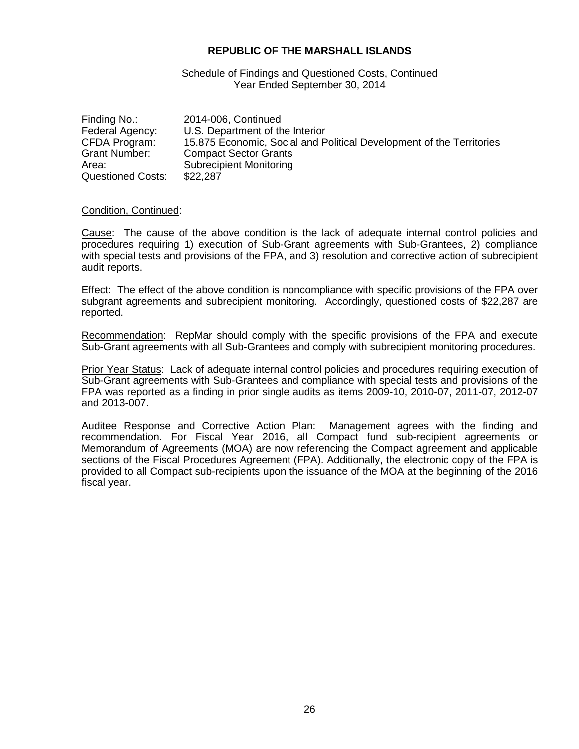**REPUBLIC OF THE MARSHALL ISLANDS**

Schedule of Findings and Questioned Costs, Continued
Year Ended September 30, 2014

| | |
|---|---|
| Finding No.: | 2014-006, Continued |
| Federal Agency: | U.S. Department of the Interior |
| CFDA Program: | 15.875 Economic, Social and Political Development of the Territories |
| Grant Number: | Compact Sector Grants |
| Area: | Subrecipient Monitoring |
| Questioned Costs: | $22,287 |

Condition, Continued:

Cause: The cause of the above condition is the lack of adequate internal control policies and procedures requiring 1) execution of Sub-Grant agreements with Sub-Grantees, 2) compliance with special tests and provisions of the FPA, and 3) resolution and corrective action of subrecipient audit reports.

Effect: The effect of the above condition is noncompliance with specific provisions of the FPA over subgrant agreements and subrecipient monitoring. Accordingly, questioned costs of $22,287 are reported.

Recommendation: RepMar should comply with the specific provisions of the FPA and execute Sub-Grant agreements with all Sub-Grantees and comply with subrecipient monitoring procedures.

Prior Year Status: Lack of adequate internal control policies and procedures requiring execution of Sub-Grant agreements with Sub-Grantees and compliance with special tests and provisions of the FPA was reported as a finding in prior single audits as items 2009-10, 2010-07, 2011-07, 2012-07 and 2013-007.

Auditee Response and Corrective Action Plan: Management agrees with the finding and recommendation. For Fiscal Year 2016, all Compact fund sub-recipient agreements or Memorandum of Agreements (MOA) are now referencing the Compact agreement and applicable sections of the Fiscal Procedures Agreement (FPA). Additionally, the electronic copy of the FPA is provided to all Compact sub-recipients upon the issuance of the MOA at the beginning of the 2016 fiscal year.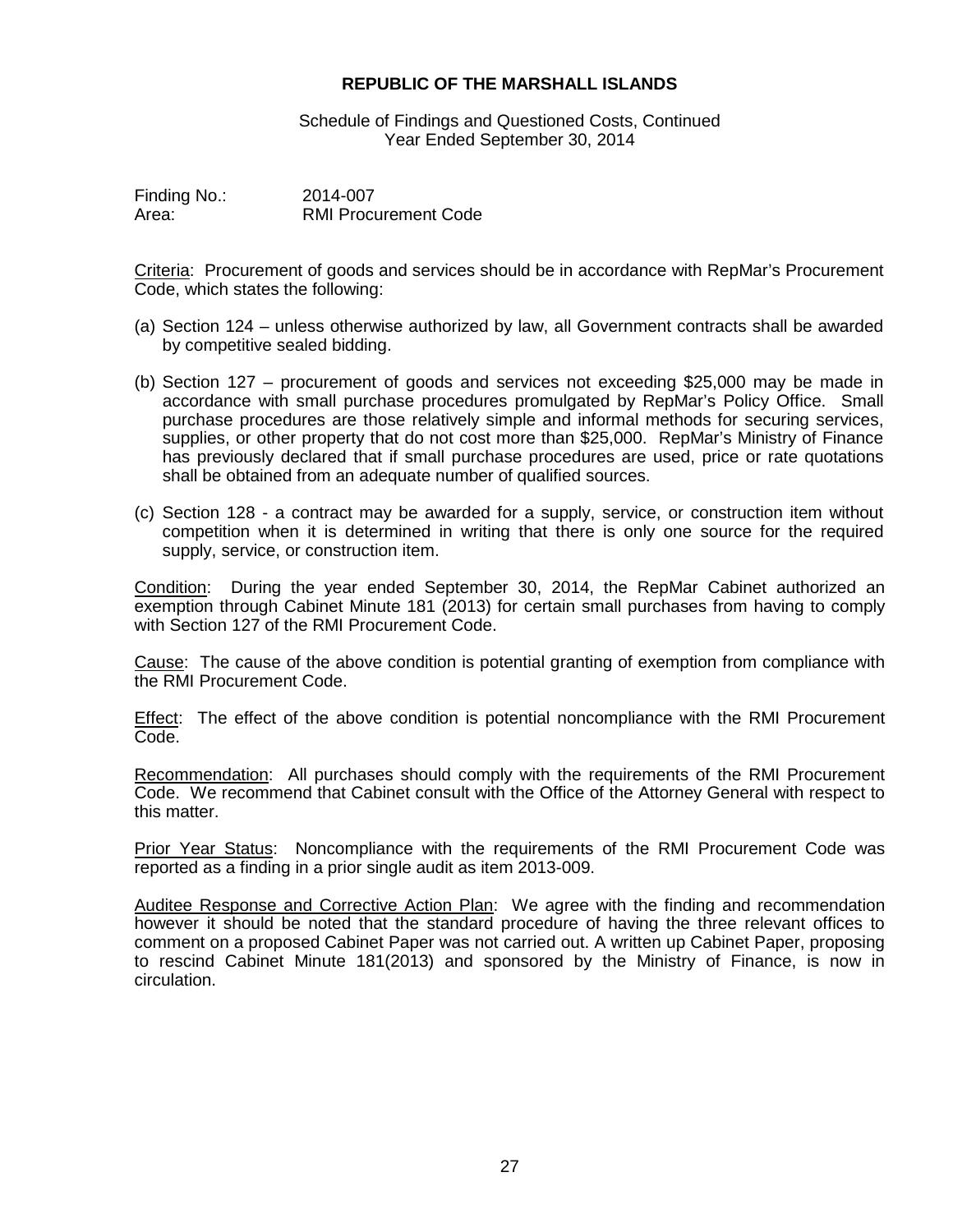**REPUBLIC OF THE MARSHALL ISLANDS**

Schedule of Findings and Questioned Costs, Continued
Year Ended September 30, 2014

Finding No.: 2014-007
Area: RMI Procurement Code

Criteria: Procurement of goods and services should be in accordance with RepMar's Procurement Code, which states the following:

(a) Section 124 – unless otherwise authorized by law, all Government contracts shall be awarded by competitive sealed bidding.

(b) Section 127 – procurement of goods and services not exceeding $25,000 may be made in accordance with small purchase procedures promulgated by RepMar's Policy Office. Small purchase procedures are those relatively simple and informal methods for securing services, supplies, or other property that do not cost more than $25,000. RepMar's Ministry of Finance has previously declared that if small purchase procedures are used, price or rate quotations shall be obtained from an adequate number of qualified sources.

(c) Section 128 - a contract may be awarded for a supply, service, or construction item without competition when it is determined in writing that there is only one source for the required supply, service, or construction item.

Condition: During the year ended September 30, 2014, the RepMar Cabinet authorized an exemption through Cabinet Minute 181 (2013) for certain small purchases from having to comply with Section 127 of the RMI Procurement Code.

Cause: The cause of the above condition is potential granting of exemption from compliance with the RMI Procurement Code.

Effect: The effect of the above condition is potential noncompliance with the RMI Procurement Code.

Recommendation: All purchases should comply with the requirements of the RMI Procurement Code. We recommend that Cabinet consult with the Office of the Attorney General with respect to this matter.

Prior Year Status: Noncompliance with the requirements of the RMI Procurement Code was reported as a finding in a prior single audit as item 2013-009.

Auditee Response and Corrective Action Plan: We agree with the finding and recommendation however it should be noted that the standard procedure of having the three relevant offices to comment on a proposed Cabinet Paper was not carried out. A written up Cabinet Paper, proposing to rescind Cabinet Minute 181(2013) and sponsored by the Ministry of Finance, is now in circulation.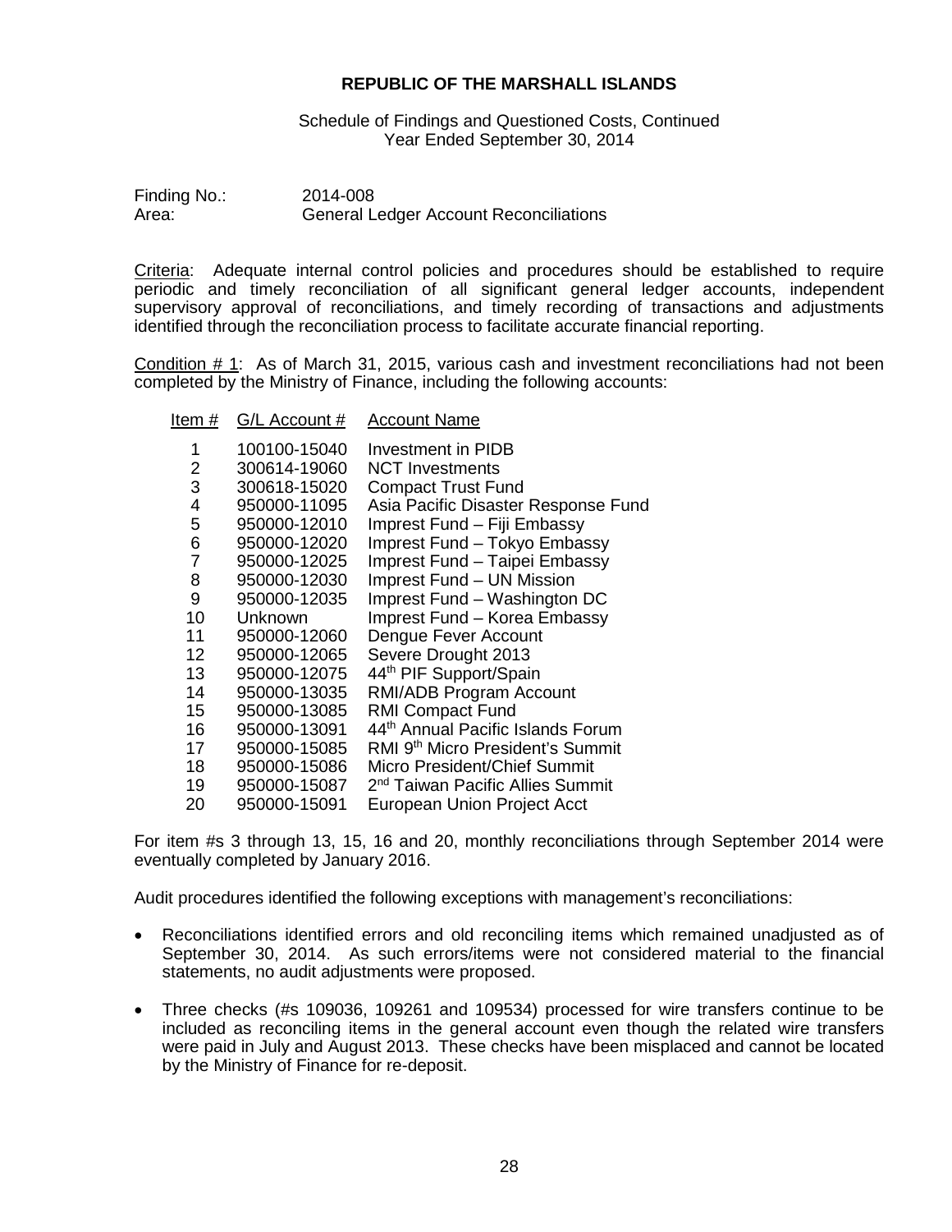**REPUBLIC OF THE MARSHALL ISLANDS**

Schedule of Findings and Questioned Costs, Continued
Year Ended September 30, 2014

Finding No.: 2014-008
Area: General Ledger Account Reconciliations

Criteria: Adequate internal control policies and procedures should be established to require periodic and timely reconciliation of all significant general ledger accounts, independent supervisory approval of reconciliations, and timely recording of transactions and adjustments identified through the reconciliation process to facilitate accurate financial reporting.

Condition # 1: As of March 31, 2015, various cash and investment reconciliations had not been completed by the Ministry of Finance, including the following accounts:

| Item # | G/L Account # | Account Name |
|---|---|---|
| 1 | 100100-15040 | Investment in PIDB |
| 2 | 300614-19060 | NCT Investments |
| 3 | 300618-15020 | Compact Trust Fund |
| 4 | 950000-11095 | Asia Pacific Disaster Response Fund |
| 5 | 950000-12010 | Imprest Fund – Fiji Embassy |
| 6 | 950000-12020 | Imprest Fund – Tokyo Embassy |
| 7 | 950000-12025 | Imprest Fund – Taipei Embassy |
| 8 | 950000-12030 | Imprest Fund – UN Mission |
| 9 | 950000-12035 | Imprest Fund – Washington DC |
| 10 | Unknown | Imprest Fund – Korea Embassy |
| 11 | 950000-12060 | Dengue Fever Account |
| 12 | 950000-12065 | Severe Drought 2013 |
| 13 | 950000-12075 | 44th PIF Support/Spain |
| 14 | 950000-13035 | RMI/ADB Program Account |
| 15 | 950000-13085 | RMI Compact Fund |
| 16 | 950000-13091 | 44th Annual Pacific Islands Forum |
| 17 | 950000-15085 | RMI 9th Micro President's Summit |
| 18 | 950000-15086 | Micro President/Chief Summit |
| 19 | 950000-15087 | 2nd Taiwan Pacific Allies Summit |
| 20 | 950000-15091 | European Union Project Acct |

For item #s 3 through 13, 15, 16 and 20, monthly reconciliations through September 2014 were eventually completed by January 2016.

Audit procedures identified the following exceptions with management's reconciliations:

- Reconciliations identified errors and old reconciling items which remained unadjusted as of September 30, 2014. As such errors/items were not considered material to the financial statements, no audit adjustments were proposed.
- Three checks (#s 109036, 109261 and 109534) processed for wire transfers continue to be included as reconciling items in the general account even though the related wire transfers were paid in July and August 2013. These checks have been misplaced and cannot be located by the Ministry of Finance for re-deposit.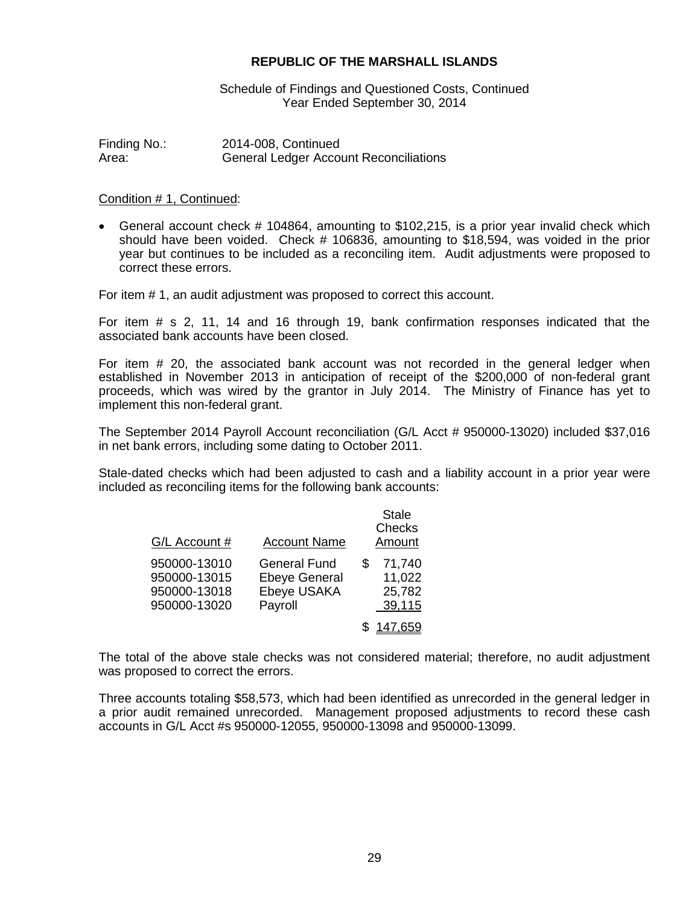**REPUBLIC OF THE MARSHALL ISLANDS**

Schedule of Findings and Questioned Costs, Continued
Year Ended September 30, 2014

Finding No.: 2014-008, Continued
Area: General Ledger Account Reconciliations

Condition # 1, Continued:

- General account check # 104864, amounting to $102,215, is a prior year invalid check which should have been voided. Check # 106836, amounting to $18,594, was voided in the prior year but continues to be included as a reconciling item. Audit adjustments were proposed to correct these errors.

For item # 1, an audit adjustment was proposed to correct this account.

For item # s 2, 11, 14 and 16 through 19, bank confirmation responses indicated that the associated bank accounts have been closed.

For item # 20, the associated bank account was not recorded in the general ledger when established in November 2013 in anticipation of receipt of the $200,000 of non-federal grant proceeds, which was wired by the grantor in July 2014. The Ministry of Finance has yet to implement this non-federal grant.

The September 2014 Payroll Account reconciliation (G/L Acct # 950000-13020) included $37,016 in net bank errors, including some dating to October 2011.

Stale-dated checks which had been adjusted to cash and a liability account in a prior year were included as reconciling items for the following bank accounts:

| G/L Account # | Account Name | Stale Checks Amount |
|---|---|---|
| 950000-13010 | General Fund | $ 71,740 |
| 950000-13015 | Ebeye General | 11,022 |
| 950000-13018 | Ebeye USAKA | 25,782 |
| 950000-13020 | Payroll | 39,115 |
| | | $ 147,659 |

The total of the above stale checks was not considered material; therefore, no audit adjustment was proposed to correct the errors.

Three accounts totaling $58,573, which had been identified as unrecorded in the general ledger in a prior audit remained unrecorded. Management proposed adjustments to record these cash accounts in G/L Acct #s 950000-12055, 950000-13098 and 950000-13099.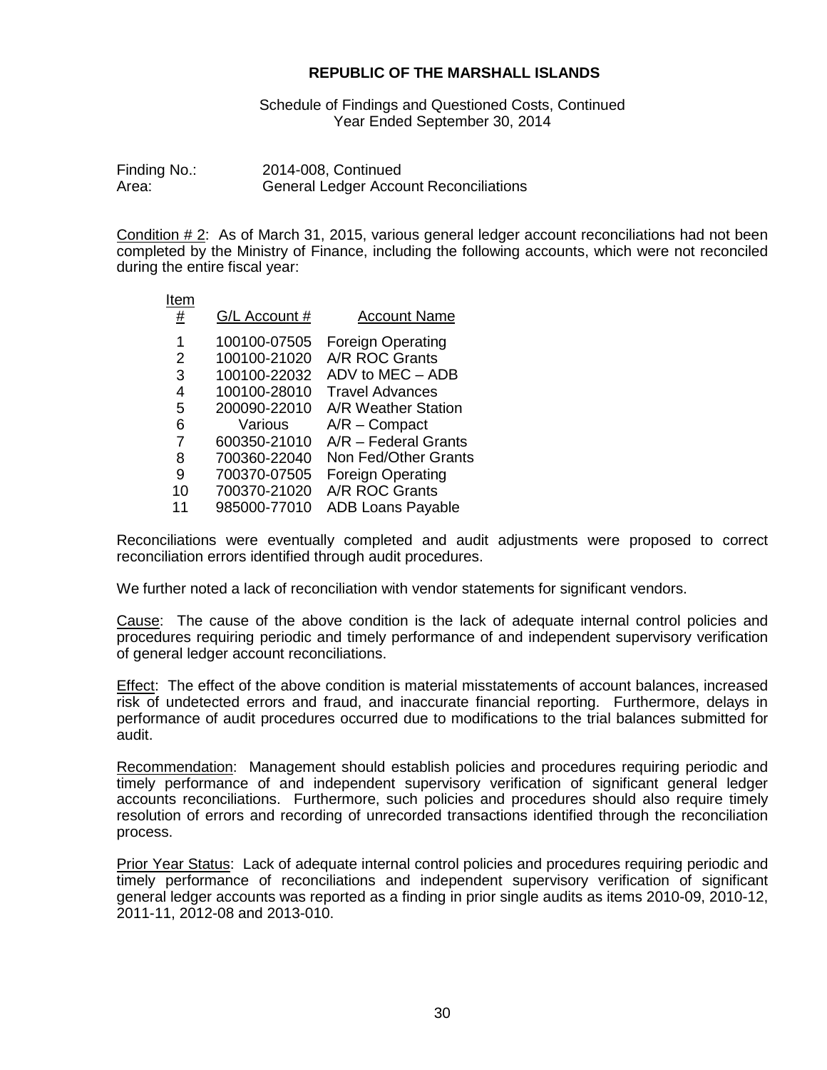**REPUBLIC OF THE MARSHALL ISLANDS**

Schedule of Findings and Questioned Costs, Continued
Year Ended September 30, 2014

Finding No.: 2014-008, Continued
Area: General Ledger Account Reconciliations

Condition # 2: As of March 31, 2015, various general ledger account reconciliations had not been completed by the Ministry of Finance, including the following accounts, which were not reconciled during the entire fiscal year:

| Item # | G/L Account # | Account Name |
|---|---|---|
| 1 | 100100-07505 | Foreign Operating |
| 2 | 100100-21020 | A/R ROC Grants |
| 3 | 100100-22032 | ADV to MEC – ADB |
| 4 | 100100-28010 | Travel Advances |
| 5 | 200090-22010 | A/R Weather Station |
| 6 | Various | A/R – Compact |
| 7 | 600350-21010 | A/R – Federal Grants |
| 8 | 700360-22040 | Non Fed/Other Grants |
| 9 | 700370-07505 | Foreign Operating |
| 10 | 700370-21020 | A/R ROC Grants |
| 11 | 985000-77010 | ADB Loans Payable |

Reconciliations were eventually completed and audit adjustments were proposed to correct reconciliation errors identified through audit procedures.

We further noted a lack of reconciliation with vendor statements for significant vendors.

Cause: The cause of the above condition is the lack of adequate internal control policies and procedures requiring periodic and timely performance of and independent supervisory verification of general ledger account reconciliations.

Effect: The effect of the above condition is material misstatements of account balances, increased risk of undetected errors and fraud, and inaccurate financial reporting. Furthermore, delays in performance of audit procedures occurred due to modifications to the trial balances submitted for audit.

Recommendation: Management should establish policies and procedures requiring periodic and timely performance of and independent supervisory verification of significant general ledger accounts reconciliations. Furthermore, such policies and procedures should also require timely resolution of errors and recording of unrecorded transactions identified through the reconciliation process.

Prior Year Status: Lack of adequate internal control policies and procedures requiring periodic and timely performance of reconciliations and independent supervisory verification of significant general ledger accounts was reported as a finding in prior single audits as items 2010-09, 2010-12, 2011-11, 2012-08 and 2013-010.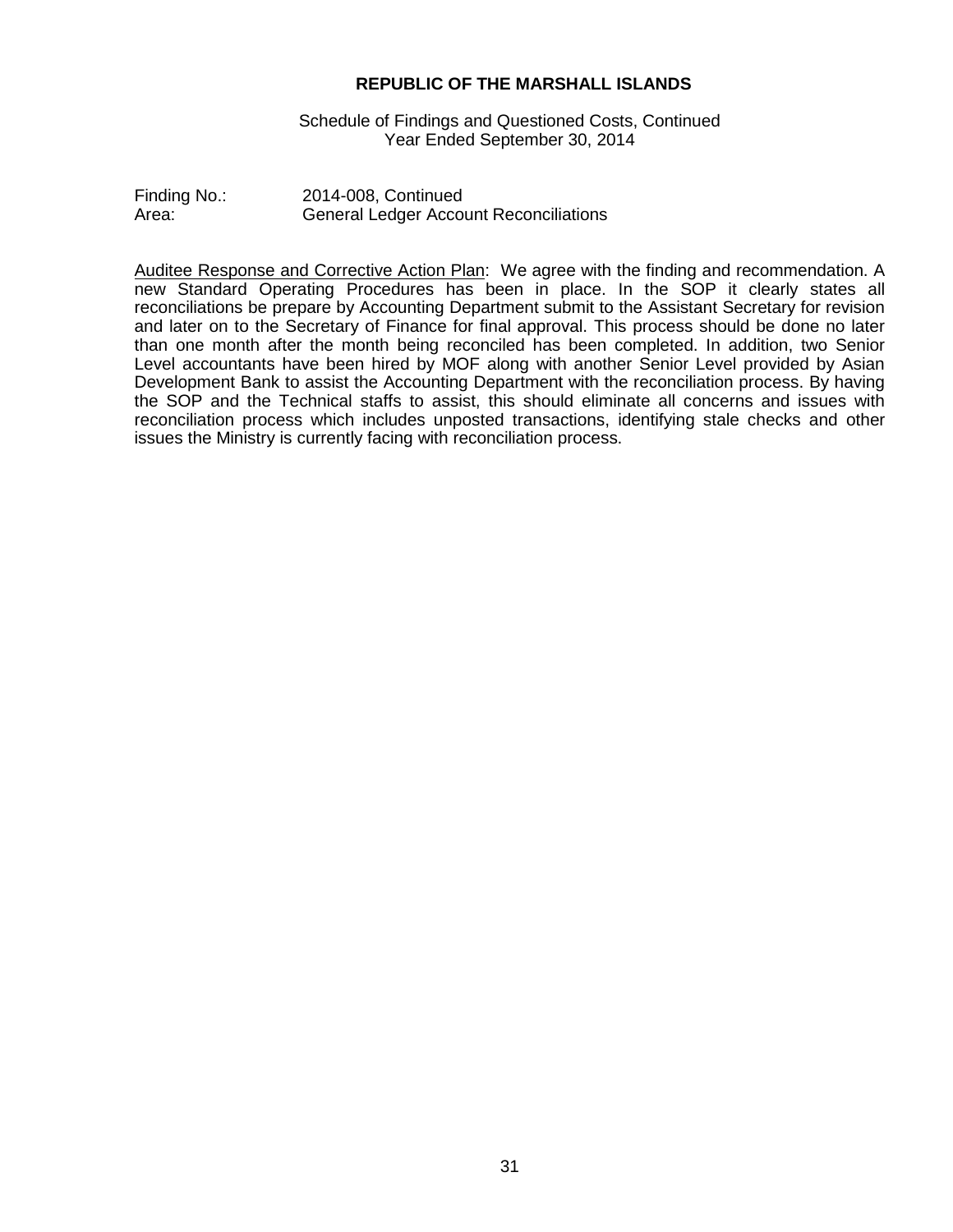**REPUBLIC OF THE MARSHALL ISLANDS**

Schedule of Findings and Questioned Costs, Continued
Year Ended September 30, 2014

Finding No.: 2014-008, Continued
Area: General Ledger Account Reconciliations

Auditee Response and Corrective Action Plan: We agree with the finding and recommendation. A new Standard Operating Procedures has been in place. In the SOP it clearly states all reconciliations be prepare by Accounting Department submit to the Assistant Secretary for revision and later on to the Secretary of Finance for final approval. This process should be done no later than one month after the month being reconciled has been completed. In addition, two Senior Level accountants have been hired by MOF along with another Senior Level provided by Asian Development Bank to assist the Accounting Department with the reconciliation process. By having the SOP and the Technical staffs to assist, this should eliminate all concerns and issues with reconciliation process which includes unposted transactions, identifying stale checks and other issues the Ministry is currently facing with reconciliation process.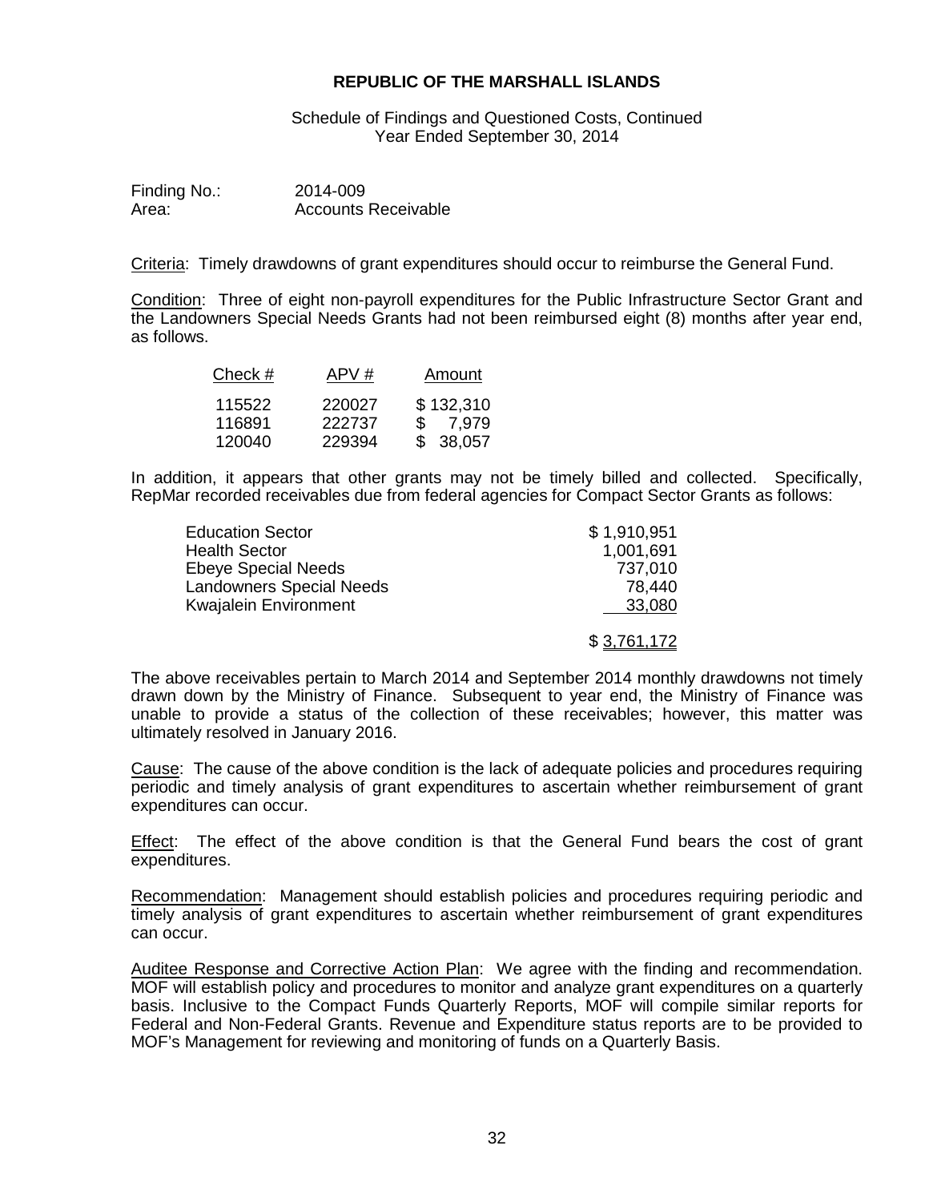**REPUBLIC OF THE MARSHALL ISLANDS**

Schedule of Findings and Questioned Costs, Continued
Year Ended September 30, 2014

Finding No.: 2014-009
Area: Accounts Receivable

Criteria: Timely drawdowns of grant expenditures should occur to reimburse the General Fund.

Condition: Three of eight non-payroll expenditures for the Public Infrastructure Sector Grant and the Landowners Special Needs Grants had not been reimbursed eight (8) months after year end, as follows.

| Check # | APV # | Amount |
|---|---|---|
| 115522 | 220027 | $ 132,310 |
| 116891 | 222737 | $ 7,979 |
| 120040 | 229394 | $ 38,057 |

In addition, it appears that other grants may not be timely billed and collected. Specifically, RepMar recorded receivables due from federal agencies for Compact Sector Grants as follows:

| | |
|---|---|
| Education Sector | $ 1,910,951 |
| Health Sector | 1,001,691 |
| Ebeye Special Needs | 737,010 |
| Landowners Special Needs | 78,440 |
| Kwajalein Environment | 33,080 |
| | $ 3,761,172 |

The above receivables pertain to March 2014 and September 2014 monthly drawdowns not timely drawn down by the Ministry of Finance. Subsequent to year end, the Ministry of Finance was unable to provide a status of the collection of these receivables; however, this matter was ultimately resolved in January 2016.

Cause: The cause of the above condition is the lack of adequate policies and procedures requiring periodic and timely analysis of grant expenditures to ascertain whether reimbursement of grant expenditures can occur.

Effect: The effect of the above condition is that the General Fund bears the cost of grant expenditures.

Recommendation: Management should establish policies and procedures requiring periodic and timely analysis of grant expenditures to ascertain whether reimbursement of grant expenditures can occur.

Auditee Response and Corrective Action Plan: We agree with the finding and recommendation. MOF will establish policy and procedures to monitor and analyze grant expenditures on a quarterly basis. Inclusive to the Compact Funds Quarterly Reports, MOF will compile similar reports for Federal and Non-Federal Grants. Revenue and Expenditure status reports are to be provided to MOF's Management for reviewing and monitoring of funds on a Quarterly Basis.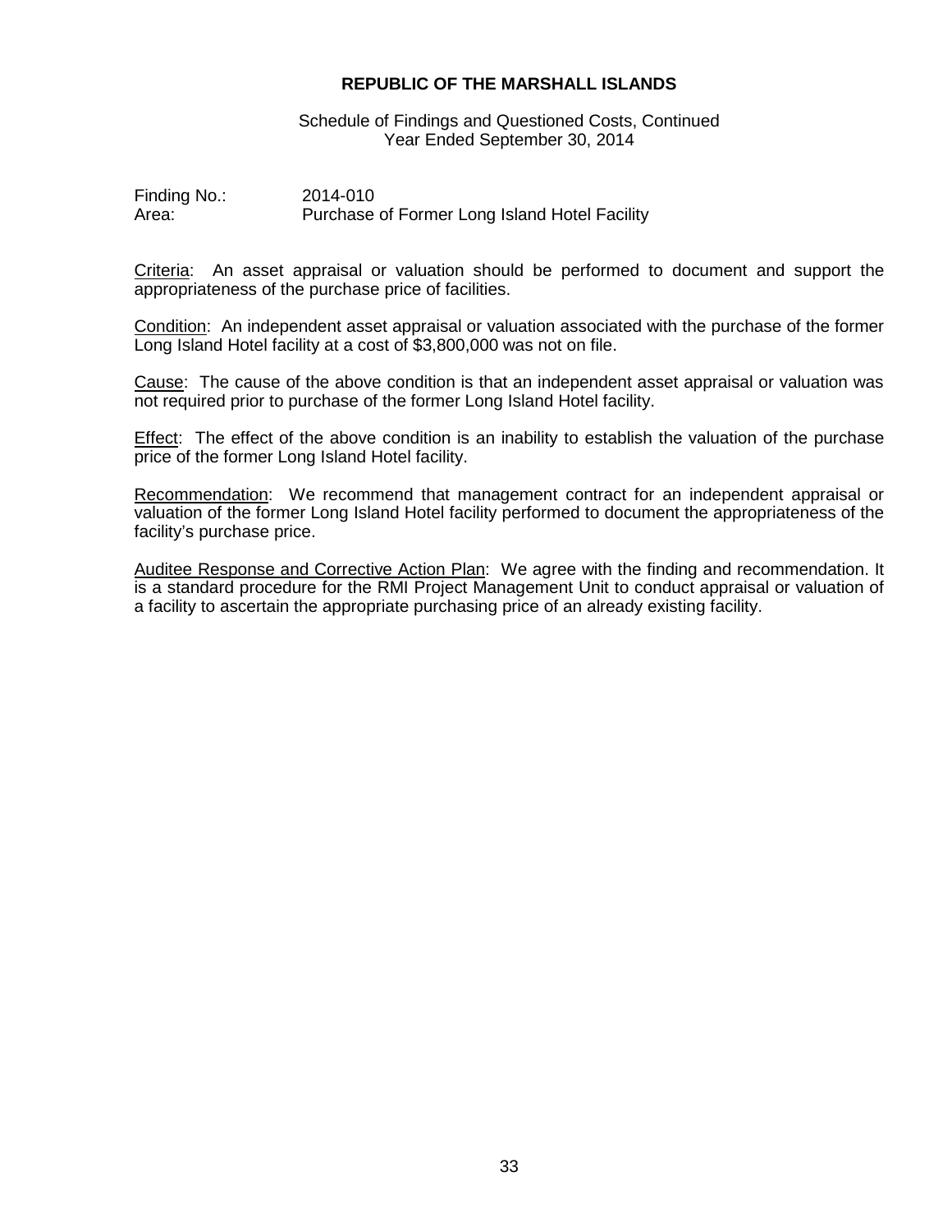**REPUBLIC OF THE MARSHALL ISLANDS**

Schedule of Findings and Questioned Costs, Continued
Year Ended September 30, 2014

Finding No.: 2014-010
Area: Purchase of Former Long Island Hotel Facility

Criteria: An asset appraisal or valuation should be performed to document and support the appropriateness of the purchase price of facilities.

Condition: An independent asset appraisal or valuation associated with the purchase of the former Long Island Hotel facility at a cost of $3,800,000 was not on file.

Cause: The cause of the above condition is that an independent asset appraisal or valuation was not required prior to purchase of the former Long Island Hotel facility.

Effect: The effect of the above condition is an inability to establish the valuation of the purchase price of the former Long Island Hotel facility.

Recommendation: We recommend that management contract for an independent appraisal or valuation of the former Long Island Hotel facility performed to document the appropriateness of the facility's purchase price.

Auditee Response and Corrective Action Plan: We agree with the finding and recommendation. It is a standard procedure for the RMI Project Management Unit to conduct appraisal or valuation of a facility to ascertain the appropriate purchasing price of an already existing facility.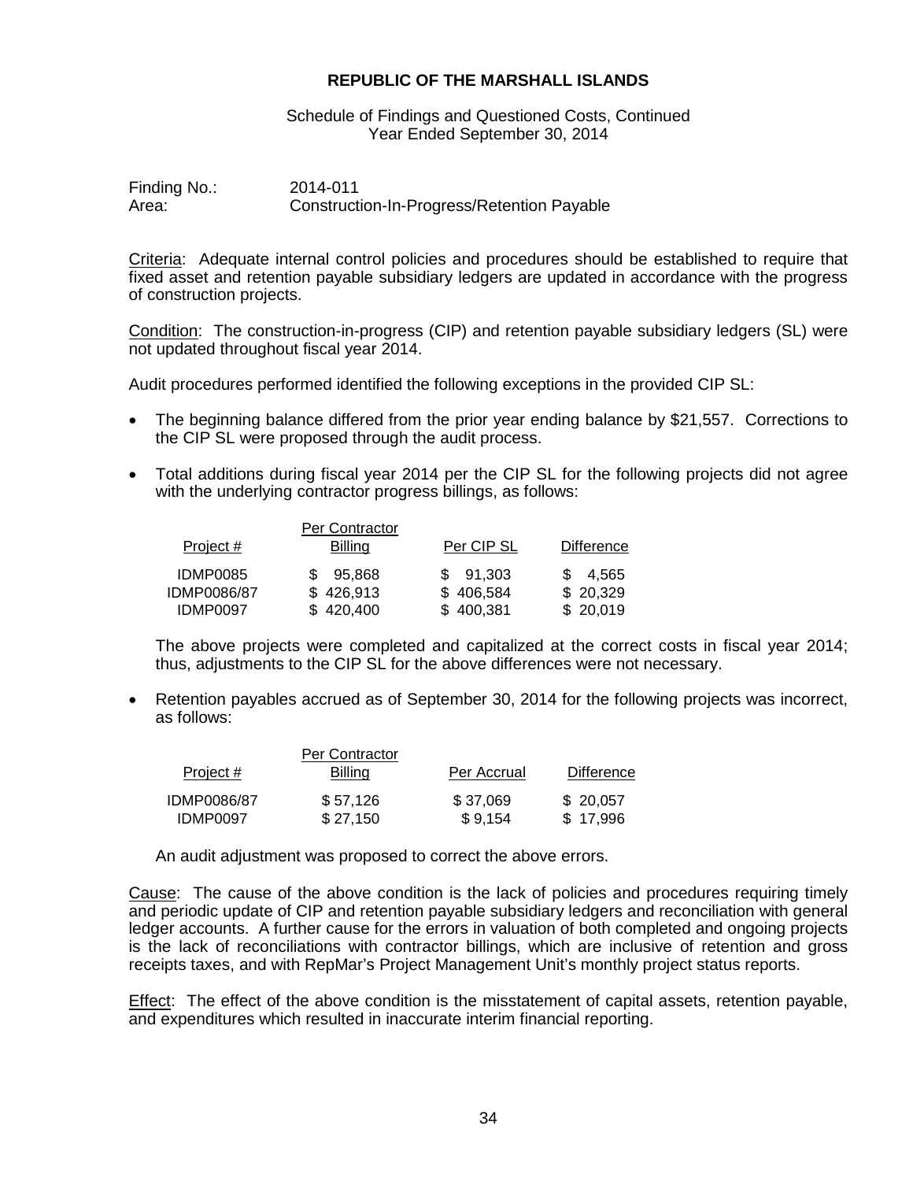**REPUBLIC OF THE MARSHALL ISLANDS**

Schedule of Findings and Questioned Costs, Continued
Year Ended September 30, 2014

Finding No.: 2014-011
Area: Construction-In-Progress/Retention Payable

Criteria: Adequate internal control policies and procedures should be established to require that fixed asset and retention payable subsidiary ledgers are updated in accordance with the progress of construction projects.

Condition: The construction-in-progress (CIP) and retention payable subsidiary ledgers (SL) were not updated throughout fiscal year 2014.

Audit procedures performed identified the following exceptions in the provided CIP SL:

- The beginning balance differed from the prior year ending balance by $21,557. Corrections to the CIP SL were proposed through the audit process.

- Total additions during fiscal year 2014 per the CIP SL for the following projects did not agree with the underlying contractor progress billings, as follows:

| Project # | Per Contractor Billing | Per CIP SL | Difference |
|---|---|---|---|
| IDMP0085 | $ 95,868 | $ 91,303 | $ 4,565 |
| IDMP0086/87 | $ 426,913 | $ 406,584 | $ 20,329 |
| IDMP0097 | $ 420,400 | $ 400,381 | $ 20,019 |

  The above projects were completed and capitalized at the correct costs in fiscal year 2014; thus, adjustments to the CIP SL for the above differences were not necessary.

- Retention payables accrued as of September 30, 2014 for the following projects was incorrect, as follows:

| Project # | Per Contractor Billing | Per Accrual | Difference |
|---|---|---|---|
| IDMP0086/87 | $ 57,126 | $ 37,069 | $ 20,057 |
| IDMP0097 | $ 27,150 | $ 9,154 | $ 17,996 |

  An audit adjustment was proposed to correct the above errors.

Cause: The cause of the above condition is the lack of policies and procedures requiring timely and periodic update of CIP and retention payable subsidiary ledgers and reconciliation with general ledger accounts. A further cause for the errors in valuation of both completed and ongoing projects is the lack of reconciliations with contractor billings, which are inclusive of retention and gross receipts taxes, and with RepMar's Project Management Unit's monthly project status reports.

Effect: The effect of the above condition is the misstatement of capital assets, retention payable, and expenditures which resulted in inaccurate interim financial reporting.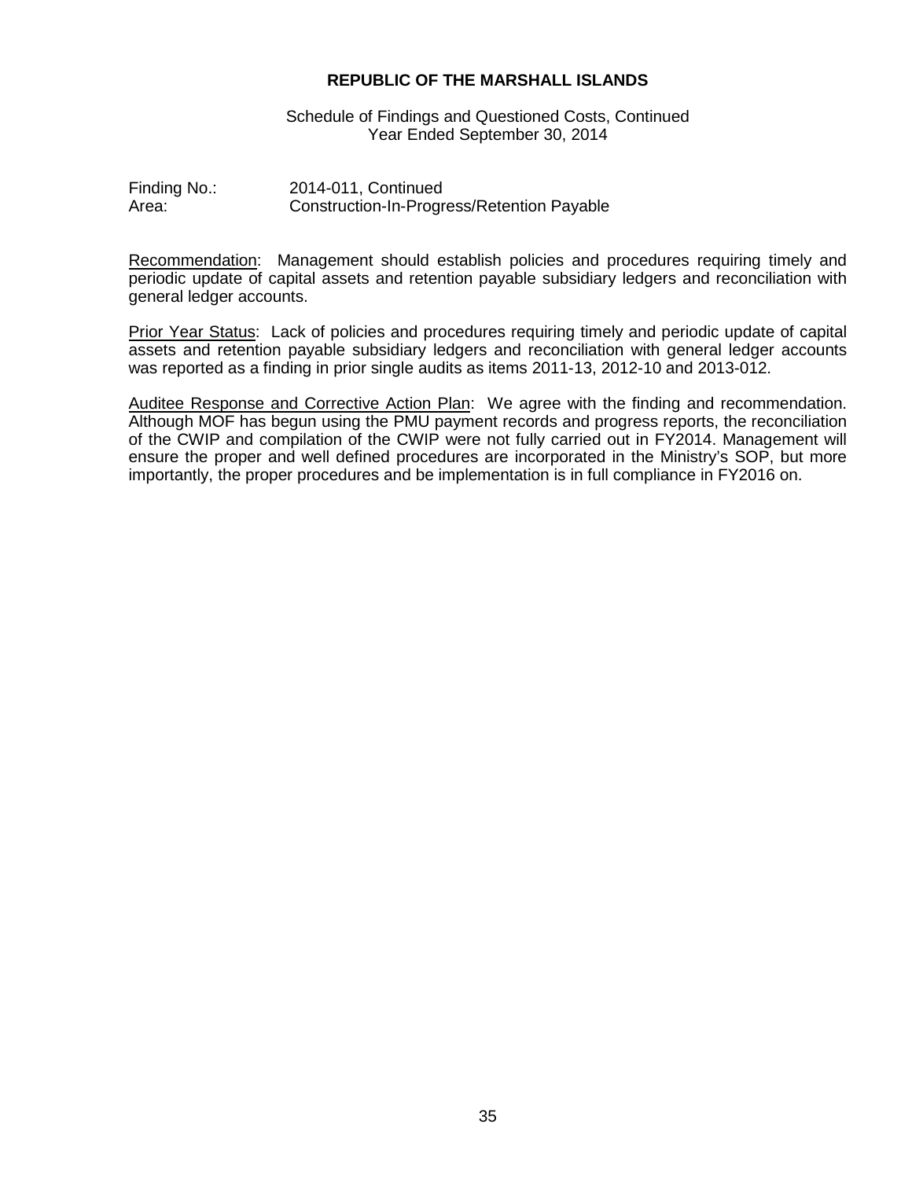**REPUBLIC OF THE MARSHALL ISLANDS**

Schedule of Findings and Questioned Costs, Continued
Year Ended September 30, 2014

Finding No.: 2014-011, Continued
Area: Construction-In-Progress/Retention Payable

Recommendation: Management should establish policies and procedures requiring timely and periodic update of capital assets and retention payable subsidiary ledgers and reconciliation with general ledger accounts.

Prior Year Status: Lack of policies and procedures requiring timely and periodic update of capital assets and retention payable subsidiary ledgers and reconciliation with general ledger accounts was reported as a finding in prior single audits as items 2011-13, 2012-10 and 2013-012.

Auditee Response and Corrective Action Plan: We agree with the finding and recommendation. Although MOF has begun using the PMU payment records and progress reports, the reconciliation of the CWIP and compilation of the CWIP were not fully carried out in FY2014. Management will ensure the proper and well defined procedures are incorporated in the Ministry's SOP, but more importantly, the proper procedures and be implementation is in full compliance in FY2016 on.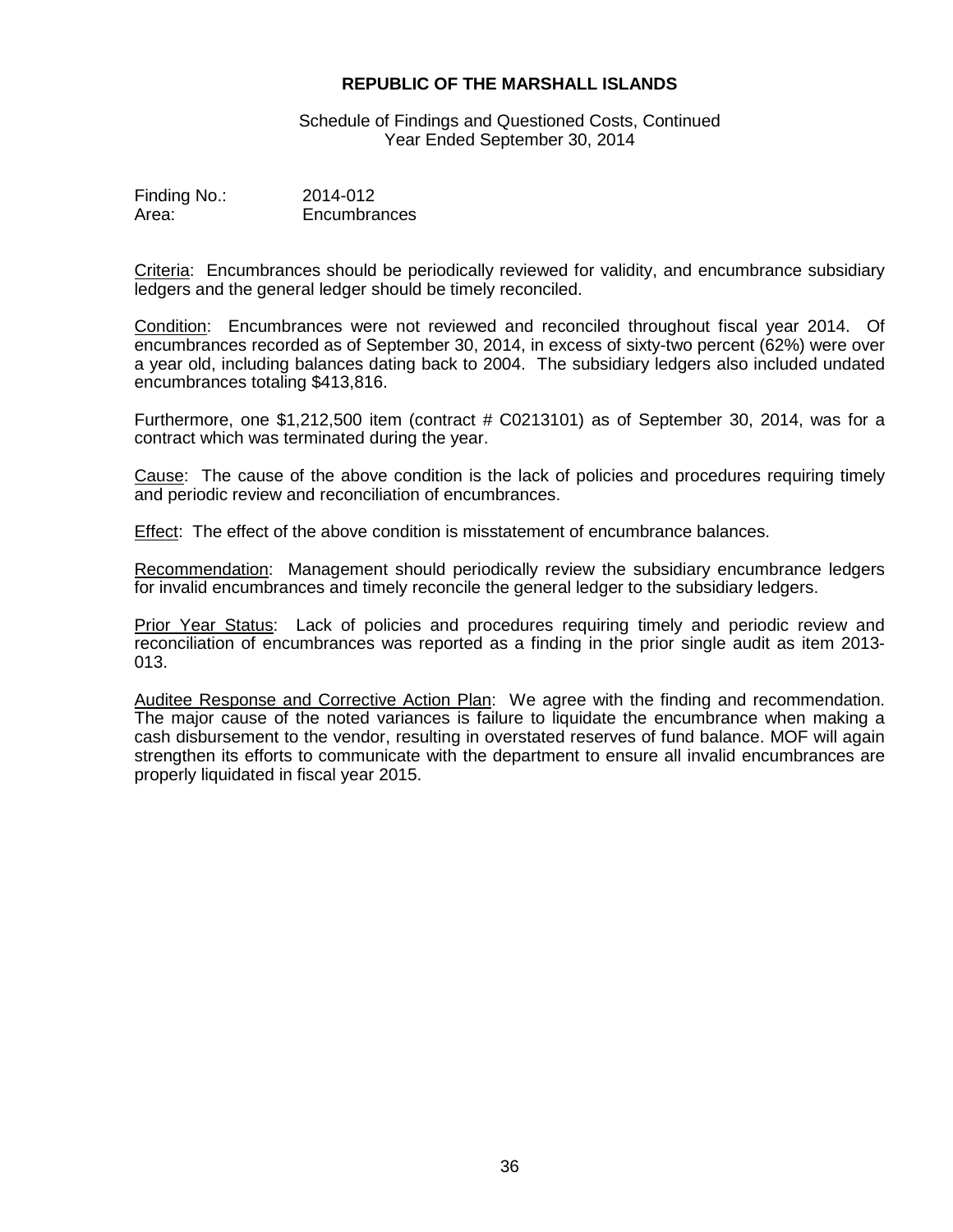**REPUBLIC OF THE MARSHALL ISLANDS**

Schedule of Findings and Questioned Costs, Continued
Year Ended September 30, 2014

Finding No.: 2014-012
Area: Encumbrances

Criteria: Encumbrances should be periodically reviewed for validity, and encumbrance subsidiary ledgers and the general ledger should be timely reconciled.

Condition: Encumbrances were not reviewed and reconciled throughout fiscal year 2014. Of encumbrances recorded as of September 30, 2014, in excess of sixty-two percent (62%) were over a year old, including balances dating back to 2004. The subsidiary ledgers also included undated encumbrances totaling $413,816.

Furthermore, one $1,212,500 item (contract # C0213101) as of September 30, 2014, was for a contract which was terminated during the year.

Cause: The cause of the above condition is the lack of policies and procedures requiring timely and periodic review and reconciliation of encumbrances.

Effect: The effect of the above condition is misstatement of encumbrance balances.

Recommendation: Management should periodically review the subsidiary encumbrance ledgers for invalid encumbrances and timely reconcile the general ledger to the subsidiary ledgers.

Prior Year Status: Lack of policies and procedures requiring timely and periodic review and reconciliation of encumbrances was reported as a finding in the prior single audit as item 2013-013.

Auditee Response and Corrective Action Plan: We agree with the finding and recommendation. The major cause of the noted variances is failure to liquidate the encumbrance when making a cash disbursement to the vendor, resulting in overstated reserves of fund balance. MOF will again strengthen its efforts to communicate with the department to ensure all invalid encumbrances are properly liquidated in fiscal year 2015.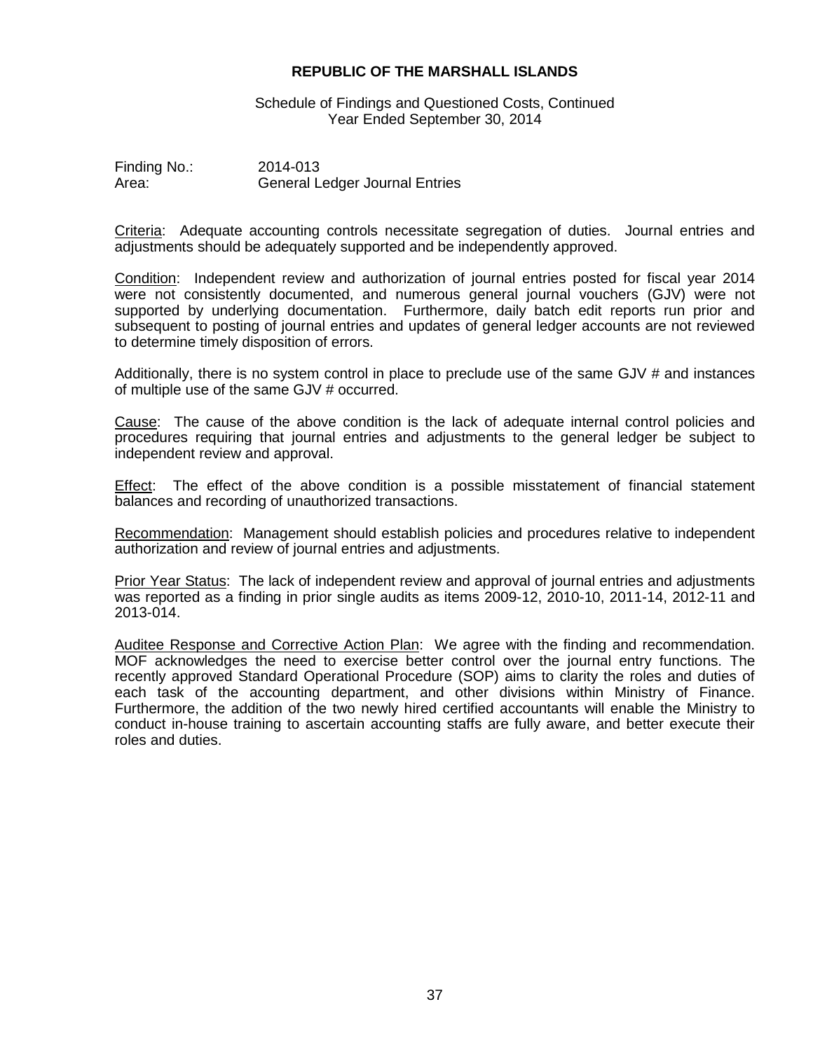**REPUBLIC OF THE MARSHALL ISLANDS**

Schedule of Findings and Questioned Costs, Continued
Year Ended September 30, 2014

Finding No.: 2014-013
Area: General Ledger Journal Entries

Criteria: Adequate accounting controls necessitate segregation of duties. Journal entries and adjustments should be adequately supported and be independently approved.

Condition: Independent review and authorization of journal entries posted for fiscal year 2014 were not consistently documented, and numerous general journal vouchers (GJV) were not supported by underlying documentation. Furthermore, daily batch edit reports run prior and subsequent to posting of journal entries and updates of general ledger accounts are not reviewed to determine timely disposition of errors.

Additionally, there is no system control in place to preclude use of the same GJV # and instances of multiple use of the same GJV # occurred.

Cause: The cause of the above condition is the lack of adequate internal control policies and procedures requiring that journal entries and adjustments to the general ledger be subject to independent review and approval.

Effect: The effect of the above condition is a possible misstatement of financial statement balances and recording of unauthorized transactions.

Recommendation: Management should establish policies and procedures relative to independent authorization and review of journal entries and adjustments.

Prior Year Status: The lack of independent review and approval of journal entries and adjustments was reported as a finding in prior single audits as items 2009-12, 2010-10, 2011-14, 2012-11 and 2013-014.

Auditee Response and Corrective Action Plan: We agree with the finding and recommendation. MOF acknowledges the need to exercise better control over the journal entry functions. The recently approved Standard Operational Procedure (SOP) aims to clarity the roles and duties of each task of the accounting department, and other divisions within Ministry of Finance. Furthermore, the addition of the two newly hired certified accountants will enable the Ministry to conduct in-house training to ascertain accounting staffs are fully aware, and better execute their roles and duties.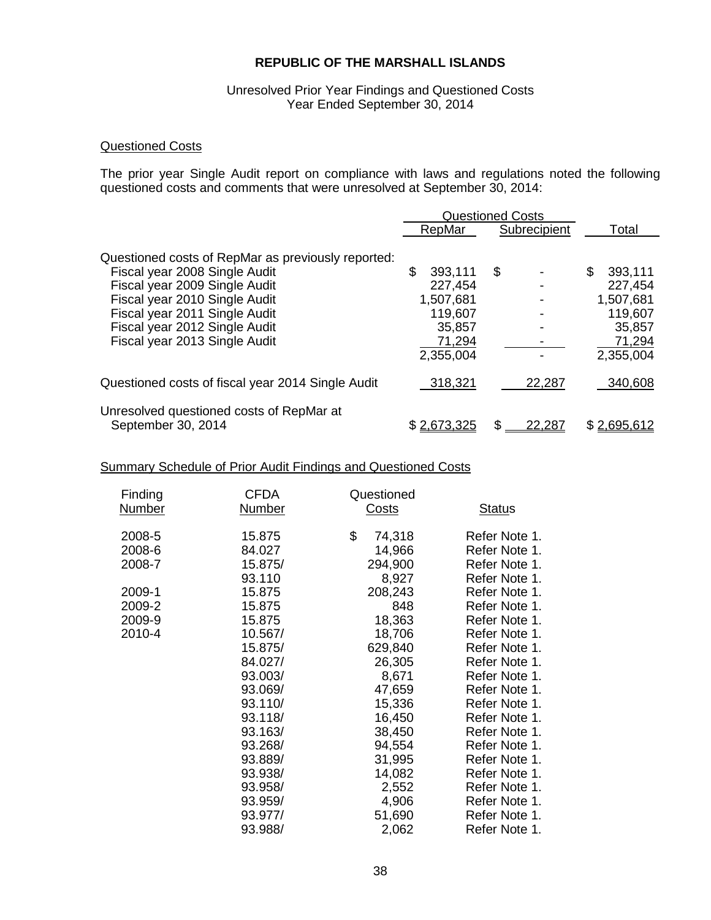# REPUBLIC OF THE MARSHALL ISLANDS

Unresolved Prior Year Findings and Questioned Costs
Year Ended September 30, 2014

## Questioned Costs

The prior year Single Audit report on compliance with laws and regulations noted the following questioned costs and comments that were unresolved at September 30, 2014:

| | Questioned Costs | | |
|---|---|---|---|
| | RepMar | Subrecipient | Total |
| Questioned costs of RepMar as previously reported: | | | |
| Fiscal year 2008 Single Audit | $ 393,111 | $ - | $ 393,111 |
| Fiscal year 2009 Single Audit | 227,454 | - | 227,454 |
| Fiscal year 2010 Single Audit | 1,507,681 | - | 1,507,681 |
| Fiscal year 2011 Single Audit | 119,607 | - | 119,607 |
| Fiscal year 2012 Single Audit | 35,857 | - | 35,857 |
| Fiscal year 2013 Single Audit | 71,294 | - | 71,294 |
| | 2,355,004 | - | 2,355,004 |
| Questioned costs of fiscal year 2014 Single Audit | 318,321 | 22,287 | 340,608 |
| Unresolved questioned costs of RepMar at September 30, 2014 | $ 2,673,325 | $ 22,287 | $ 2,695,612 |

## Summary Schedule of Prior Audit Findings and Questioned Costs

| Finding Number | CFDA Number | Questioned Costs | Status |
|---|---|---|---|
| 2008-5 | 15.875 | $ 74,318 | Refer Note 1. |
| 2008-6 | 84.027 | 14,966 | Refer Note 1. |
| 2008-7 | 15.875/ | 294,900 | Refer Note 1. |
| | 93.110 | 8,927 | Refer Note 1. |
| 2009-1 | 15.875 | 208,243 | Refer Note 1. |
| 2009-2 | 15.875 | 848 | Refer Note 1. |
| 2009-9 | 15.875 | 18,363 | Refer Note 1. |
| 2010-4 | 10.567/ | 18,706 | Refer Note 1. |
| | 15.875/ | 629,840 | Refer Note 1. |
| | 84.027/ | 26,305 | Refer Note 1. |
| | 93.003/ | 8,671 | Refer Note 1. |
| | 93.069/ | 47,659 | Refer Note 1. |
| | 93.110/ | 15,336 | Refer Note 1. |
| | 93.118/ | 16,450 | Refer Note 1. |
| | 93.163/ | 38,450 | Refer Note 1. |
| | 93.268/ | 94,554 | Refer Note 1. |
| | 93.889/ | 31,995 | Refer Note 1. |
| | 93.938/ | 14,082 | Refer Note 1. |
| | 93.958/ | 2,552 | Refer Note 1. |
| | 93.959/ | 4,906 | Refer Note 1. |
| | 93.977/ | 51,690 | Refer Note 1. |
| | 93.988/ | 2,062 | Refer Note 1. |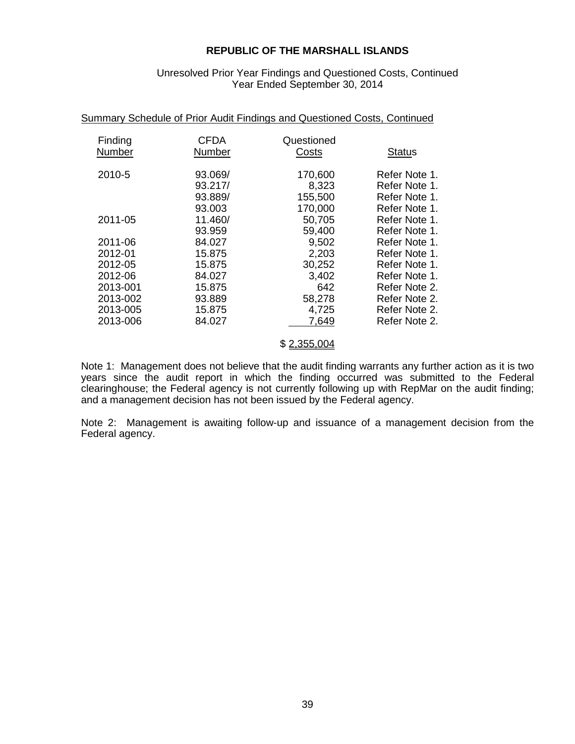**REPUBLIC OF THE MARSHALL ISLANDS**

Unresolved Prior Year Findings and Questioned Costs, Continued
Year Ended September 30, 2014

Summary Schedule of Prior Audit Findings and Questioned Costs, Continued

| Finding Number | CFDA Number | Questioned Costs | Status |
|---|---|---|---|
| 2010-5 | 93.069/ | 170,600 | Refer Note 1. |
| | 93.217/ | 8,323 | Refer Note 1. |
| | 93.889/ | 155,500 | Refer Note 1. |
| | 93.003 | 170,000 | Refer Note 1. |
| 2011-05 | 11.460/ | 50,705 | Refer Note 1. |
| | 93.959 | 59,400 | Refer Note 1. |
| 2011-06 | 84.027 | 9,502 | Refer Note 1. |
| 2012-01 | 15.875 | 2,203 | Refer Note 1. |
| 2012-05 | 15.875 | 30,252 | Refer Note 1. |
| 2012-06 | 84.027 | 3,402 | Refer Note 1. |
| 2013-001 | 15.875 | 642 | Refer Note 2. |
| 2013-002 | 93.889 | 58,278 | Refer Note 2. |
| 2013-005 | 15.875 | 4,725 | Refer Note 2. |
| 2013-006 | 84.027 | 7,649 | Refer Note 2. |
| | | $ 2,355,004 | |

Note 1: Management does not believe that the audit finding warrants any further action as it is two years since the audit report in which the finding occurred was submitted to the Federal clearinghouse; the Federal agency is not currently following up with RepMar on the audit finding; and a management decision has not been issued by the Federal agency.

Note 2: Management is awaiting follow-up and issuance of a management decision from the Federal agency.